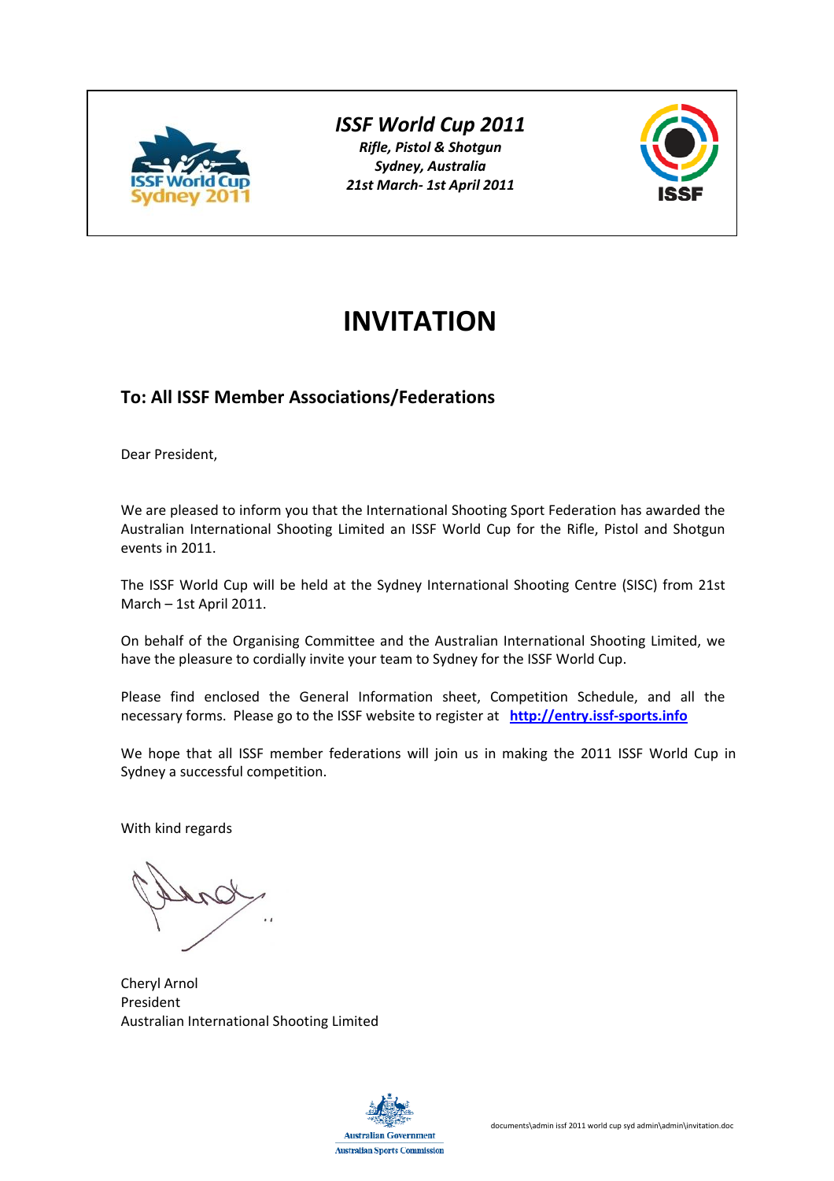*ISSF World Cup 2011*

***Rifle, Pistol & Shotgun***
***Sydney, Australia***
***21st March- 1st April 2011***

# INVITATION

## To: All ISSF Member Associations/Federations

Dear President,

We are pleased to inform you that the International Shooting Sport Federation has awarded the Australian International Shooting Limited an ISSF World Cup for the Rifle, Pistol and Shotgun events in 2011.

The ISSF World Cup will be held at the Sydney International Shooting Centre (SISC) from 21st March – 1st April 2011.

On behalf of the Organising Committee and the Australian International Shooting Limited, we have the pleasure to cordially invite your team to Sydney for the ISSF World Cup.

Please find enclosed the General Information sheet, Competition Schedule, and all the necessary forms. Please go to the ISSF website to register at **http://entry.issf-sports.info**

We hope that all ISSF member federations will join us in making the 2011 ISSF World Cup in Sydney a successful competition.

With kind regards

Cheryl Arnol
President
Australian International Shooting Limited

Australian Government
Australian Sports Commission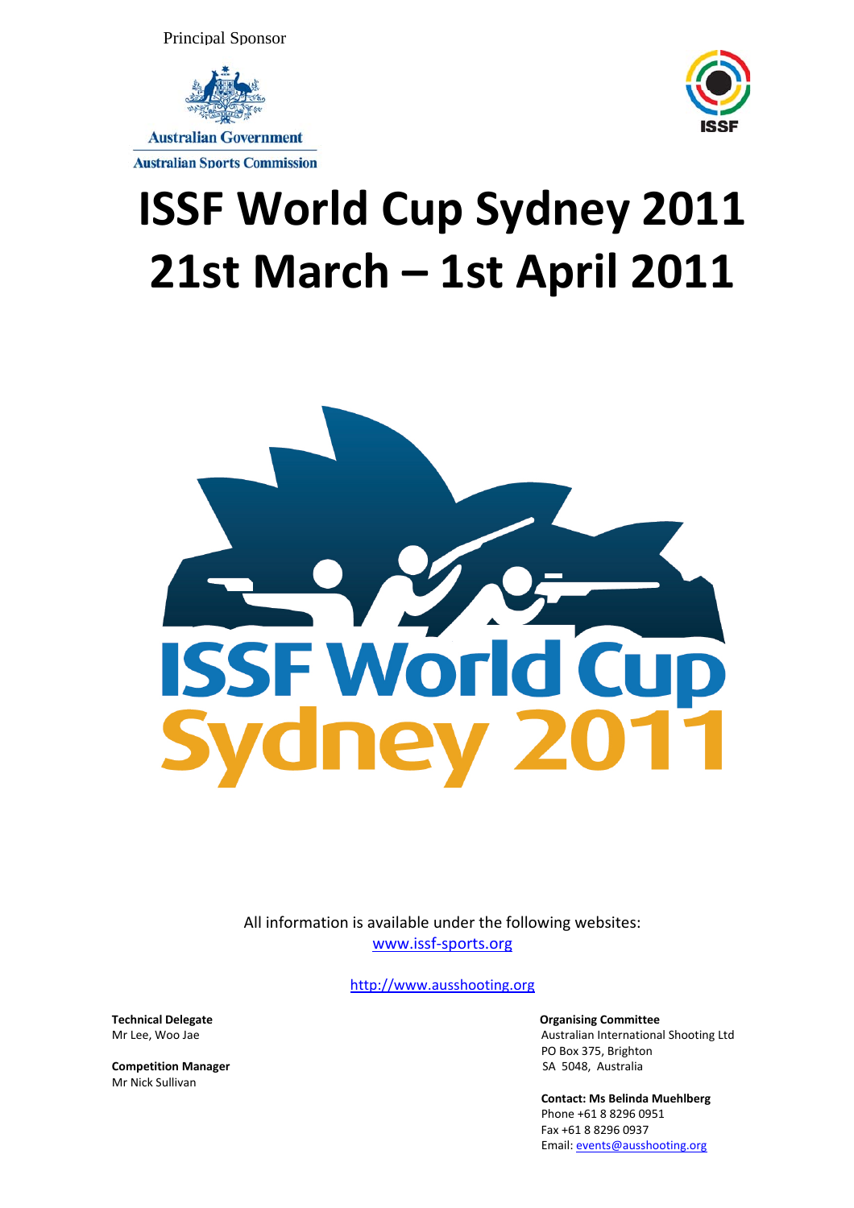Principal Sponsor

Australian Government
Australian Sports Commission

# ISSF World Cup Sydney 2011
# 21st March – 1st April 2011

All information is available under the following websites:
www.issf-sports.org

http://www.ausshooting.org

**Technical Delegate**
Mr Lee, Woo Jae

**Competition Manager**
Mr Nick Sullivan

**Organising Committee**
Australian International Shooting Ltd
PO Box 375, Brighton
SA 5048, Australia

**Contact: Ms Belinda Muehlberg**
Phone +61 8 8296 0951
Fax +61 8 8296 0937
Email: events@ausshooting.org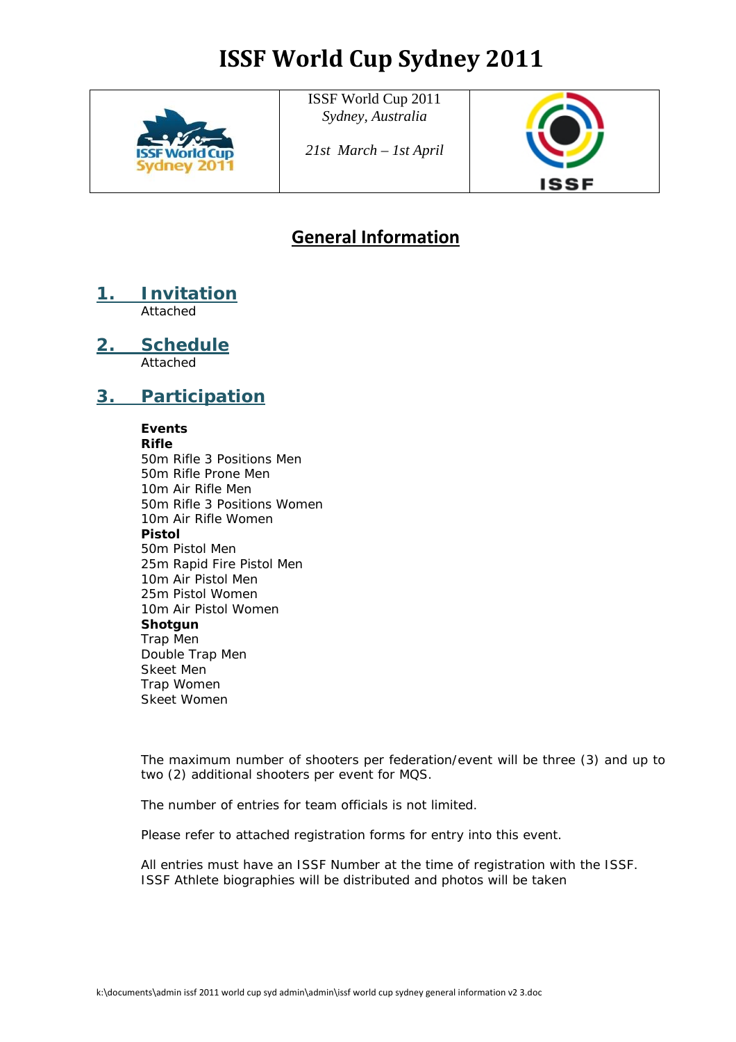# ISSF World Cup Sydney 2011

| | ISSF World Cup 2011<br>*Sydney, Australia*<br><br>*21st March – 1st April* | |
|---|---|---|

## General Information

### 1. Invitation

Attached

### 2. Schedule

Attached

### 3. Participation

**Events**

**Rifle**

50m Rifle 3 Positions Men
50m Rifle Prone Men
10m Air Rifle Men
50m Rifle 3 Positions Women
10m Air Rifle Women

**Pistol**

50m Pistol Men
25m Rapid Fire Pistol Men
10m Air Pistol Men
25m Pistol Women
10m Air Pistol Women

**Shotgun**

Trap Men
Double Trap Men
Skeet Men
Trap Women
Skeet Women

The maximum number of shooters per federation/event will be three (3) and up to two (2) additional shooters per event for MQS.

The number of entries for team officials is not limited.

Please refer to attached registration forms for entry into this event.

All entries must have an ISSF Number at the time of registration with the ISSF. ISSF Athlete biographies will be distributed and photos will be taken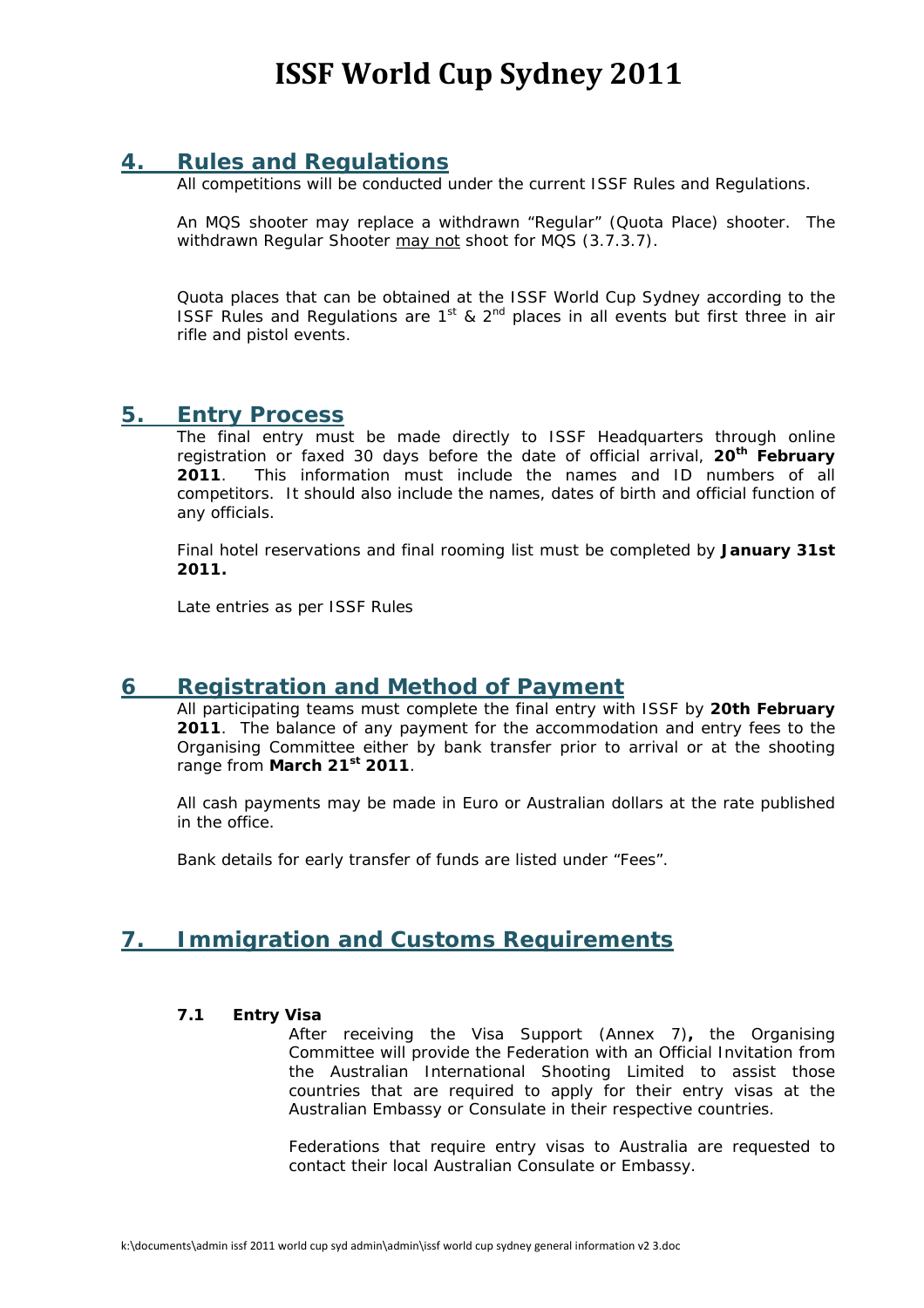## 4. Rules and Regulations

All competitions will be conducted under the current ISSF Rules and Regulations.

An MQS shooter may replace a withdrawn "Regular" (Quota Place) shooter. The withdrawn Regular Shooter may not shoot for MQS (3.7.3.7).

Quota places that can be obtained at the ISSF World Cup Sydney according to the ISSF Rules and Regulations are 1st & 2nd places in all events but first three in air rifle and pistol events.

## 5. Entry Process

The final entry must be made directly to ISSF Headquarters through online registration or faxed 30 days before the date of official arrival, **20th February 2011**. This information must include the names and ID numbers of all competitors. It should also include the names, dates of birth and official function of any officials.

Final hotel reservations and final rooming list must be completed by **January 31st 2011.**

Late entries as per ISSF Rules

## 6 Registration and Method of Payment

All participating teams must complete the final entry with ISSF by **20th February 2011**. The balance of any payment for the accommodation and entry fees to the Organising Committee either by bank transfer prior to arrival or at the shooting range from **March 21st 2011**.

All cash payments may be made in Euro or Australian dollars at the rate published in the office.

Bank details for early transfer of funds are listed under "Fees".

## 7. Immigration and Customs Requirements

### 7.1 Entry Visa

After receiving the Visa Support (Annex 7)**,** the Organising Committee will provide the Federation with an Official Invitation from the Australian International Shooting Limited to assist those countries that are required to apply for their entry visas at the Australian Embassy or Consulate in their respective countries.

Federations that require entry visas to Australia are requested to contact their local Australian Consulate or Embassy.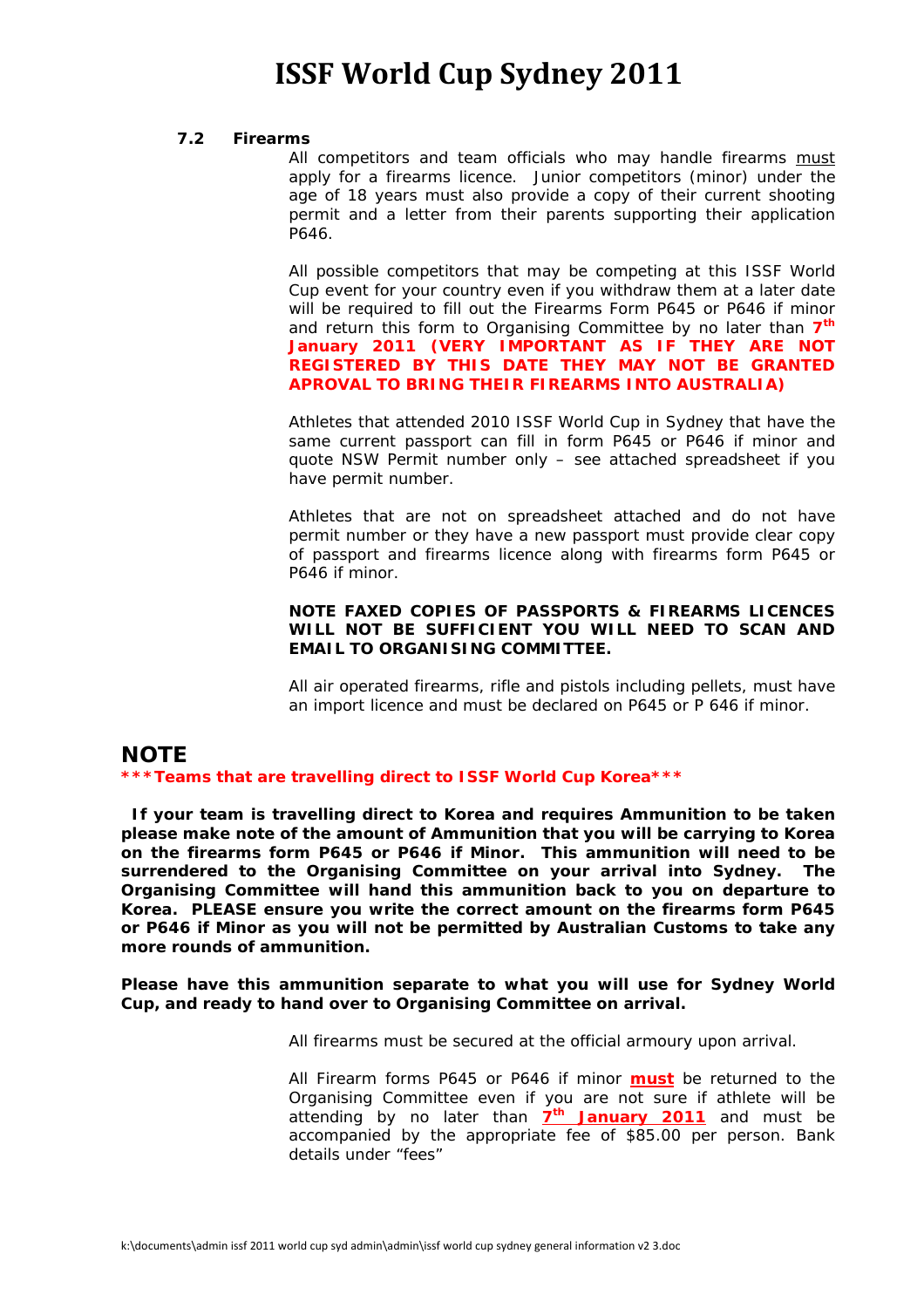### 7.2 Firearms

All competitors and team officials who may handle firearms must apply for a firearms licence. Junior competitors (minor) under the age of 18 years must also provide a copy of their current shooting permit and a letter from their parents supporting their application P646.

All possible competitors that may be competing at this ISSF World Cup event for your country even if you withdraw them at a later date will be required to fill out the Firearms Form P645 or P646 if minor and return this form to Organising Committee by no later than **7th January 2011 (VERY IMPORTANT AS IF THEY ARE NOT REGISTERED BY THIS DATE THEY MAY NOT BE GRANTED APROVAL TO BRING THEIR FIREARMS INTO AUSTRALIA)**

Athletes that attended 2010 ISSF World Cup in Sydney that have the same current passport can fill in form P645 or P646 if minor and quote NSW Permit number only – see attached spreadsheet if you have permit number.

Athletes that are not on spreadsheet attached and do not have permit number or they have a new passport must provide clear copy of passport and firearms licence along with firearms form P645 or P646 if minor.

**NOTE FAXED COPIES OF PASSPORTS & FIREARMS LICENCES WILL NOT BE SUFFICIENT YOU WILL NEED TO SCAN AND EMAIL TO ORGANISING COMMITTEE.**

All air operated firearms, rifle and pistols including pellets, must have an import licence and must be declared on P645 or P 646 if minor.

## NOTE

**\*\*\*Teams that are travelling direct to ISSF World Cup Korea\*\*\***

**If your team is travelling direct to Korea and requires Ammunition to be taken please make note of the amount of Ammunition that you will be carrying to Korea on the firearms form P645 or P646 if Minor. This ammunition will need to be surrendered to the Organising Committee on your arrival into Sydney. The Organising Committee will hand this ammunition back to you on departure to Korea. PLEASE ensure you write the correct amount on the firearms form P645 or P646 if Minor as you will not be permitted by Australian Customs to take any more rounds of ammunition.**

**Please have this ammunition separate to what you will use for Sydney World Cup, and ready to hand over to Organising Committee on arrival.**

All firearms must be secured at the official armoury upon arrival.

All Firearm forms P645 or P646 if minor **must** be returned to the Organising Committee even if you are not sure if athlete will be attending by no later than **7th January 2011** and must be accompanied by the appropriate fee of $85.00 per person. Bank details under "fees"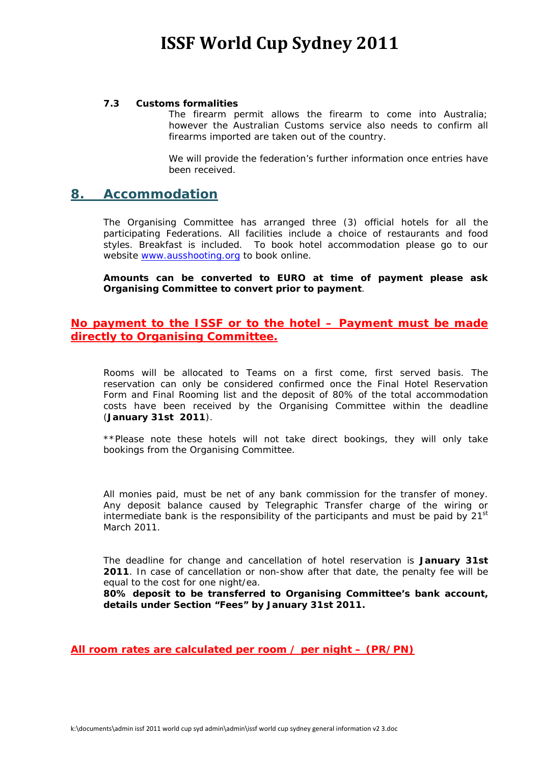### 7.3 Customs formalities

The firearm permit allows the firearm to come into Australia; however the Australian Customs service also needs to confirm all firearms imported are taken out of the country.

We will provide the federation's further information once entries have been received.

## 8. Accommodation

The Organising Committee has arranged three (3) official hotels for all the participating Federations. All facilities include a choice of restaurants and food styles. Breakfast is included. To book hotel accommodation please go to our website www.ausshooting.org to book online.

**Amounts can be converted to EURO at time of payment please ask Organising Committee to convert prior to payment**.

**No payment to the ISSF or to the hotel – Payment must be made directly to Organising Committee.**

Rooms will be allocated to Teams on a first come, first served basis. The reservation can only be considered confirmed once the Final Hotel Reservation Form and Final Rooming list and the deposit of 80% of the total accommodation costs have been received by the Organising Committee within the deadline (**January 31st 2011**).

**Please note these hotels will not take direct bookings, they will only take bookings from the Organising Committee.

All monies paid, must be net of any bank commission for the transfer of money. Any deposit balance caused by Telegraphic Transfer charge of the wiring or intermediate bank is the responsibility of the participants and must be paid by 21st March 2011.

The deadline for change and cancellation of hotel reservation is **January 31st 2011**. In case of cancellation or non-show after that date, the penalty fee will be equal to the cost for one night/ea.

**80% deposit to be transferred to Organising Committee's bank account, details under Section "Fees" by January 31st 2011.**

**All room rates are calculated per room / per night – (PR/PN)**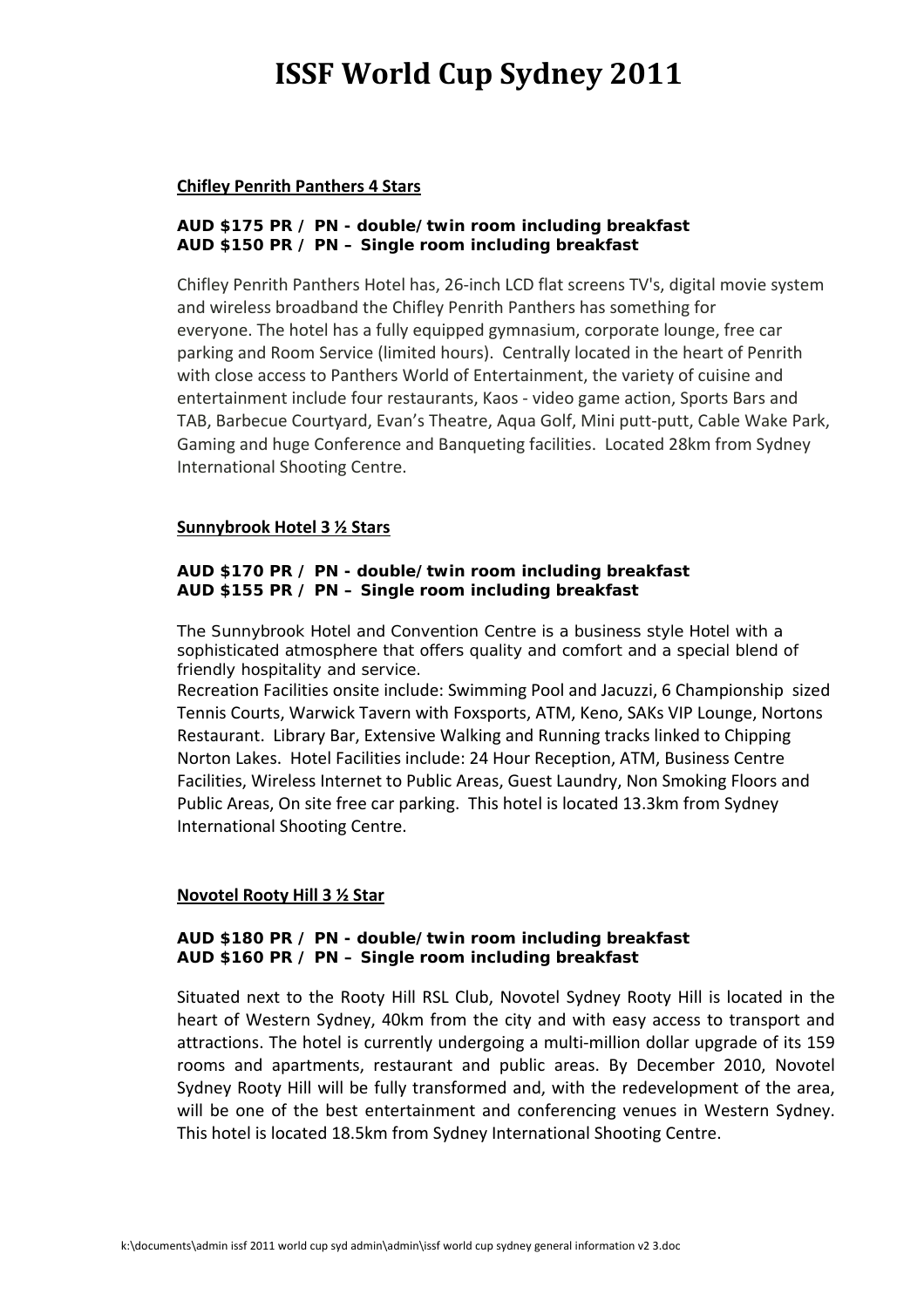# ISSF World Cup Sydney 2011

**Chifley Penrith Panthers 4 Stars**

**AUD $175 PR / PN - double/twin room including breakfast**
**AUD $150 PR / PN – Single room including breakfast**

Chifley Penrith Panthers Hotel has, 26-inch LCD flat screens TV's, digital movie system and wireless broadband the Chifley Penrith Panthers has something for everyone. The hotel has a fully equipped gymnasium, corporate lounge, free car parking and Room Service (limited hours). Centrally located in the heart of Penrith with close access to Panthers World of Entertainment, the variety of cuisine and entertainment include four restaurants, Kaos - video game action, Sports Bars and TAB, Barbecue Courtyard, Evan's Theatre, Aqua Golf, Mini putt-putt, Cable Wake Park, Gaming and huge Conference and Banqueting facilities. Located 28km from Sydney International Shooting Centre.

**Sunnybrook Hotel 3 ½ Stars**

**AUD $170 PR / PN - double/twin room including breakfast**
**AUD $155 PR / PN – Single room including breakfast**

The Sunnybrook Hotel and Convention Centre is a business style Hotel with a sophisticated atmosphere that offers quality and comfort and a special blend of friendly hospitality and service.
Recreation Facilities onsite include: Swimming Pool and Jacuzzi, 6 Championship sized Tennis Courts, Warwick Tavern with Foxsports, ATM, Keno, SAKs VIP Lounge, Nortons Restaurant. Library Bar, Extensive Walking and Running tracks linked to Chipping Norton Lakes. Hotel Facilities include: 24 Hour Reception, ATM, Business Centre Facilities, Wireless Internet to Public Areas, Guest Laundry, Non Smoking Floors and Public Areas, On site free car parking. This hotel is located 13.3km from Sydney International Shooting Centre.

**Novotel Rooty Hill 3 ½ Star**

**AUD $180 PR / PN - double/twin room including breakfast**
**AUD $160 PR / PN – Single room including breakfast**

Situated next to the Rooty Hill RSL Club, Novotel Sydney Rooty Hill is located in the heart of Western Sydney, 40km from the city and with easy access to transport and attractions. The hotel is currently undergoing a multi-million dollar upgrade of its 159 rooms and apartments, restaurant and public areas. By December 2010, Novotel Sydney Rooty Hill will be fully transformed and, with the redevelopment of the area, will be one of the best entertainment and conferencing venues in Western Sydney. This hotel is located 18.5km from Sydney International Shooting Centre.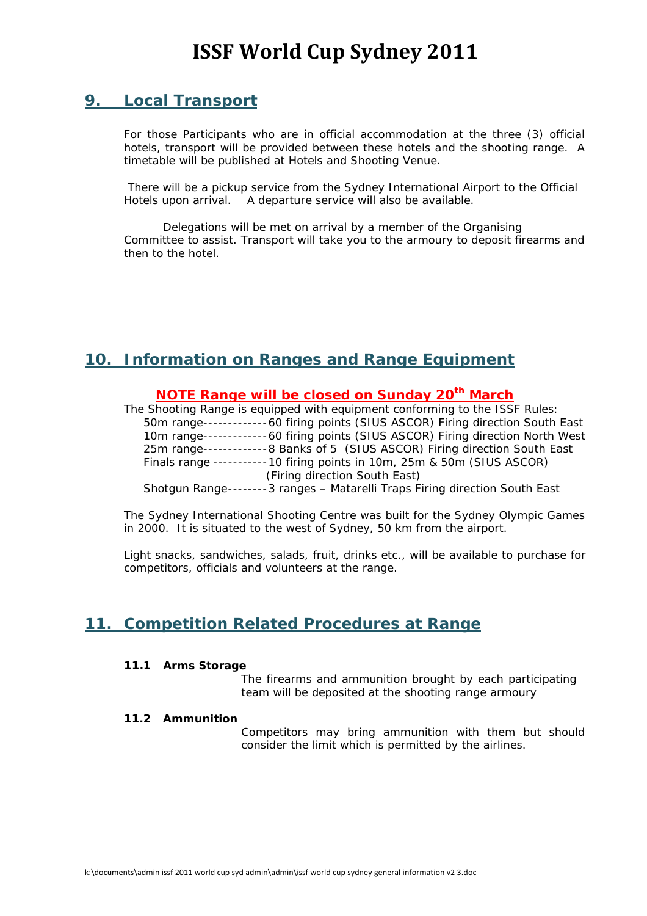# ISSF World Cup Sydney 2011

## 9. Local Transport

For those Participants who are in official accommodation at the three (3) official hotels, transport will be provided between these hotels and the shooting range. A timetable will be published at Hotels and Shooting Venue.

There will be a pickup service from the Sydney International Airport to the Official Hotels upon arrival. A departure service will also be available.

Delegations will be met on arrival by a member of the Organising Committee to assist. Transport will take you to the armoury to deposit firearms and then to the hotel.

## 10. Information on Ranges and Range Equipment

**NOTE Range will be closed on Sunday 20th March**

The Shooting Range is equipped with equipment conforming to the ISSF Rules:

- 50m range-------------60 firing points (SIUS ASCOR) Firing direction South East
- 10m range-------------60 firing points (SIUS ASCOR) Firing direction North West
- 25m range-------------8 Banks of 5 (SIUS ASCOR) Firing direction South East
- Finals range -----------10 firing points in 10m, 25m & 50m (SIUS ASCOR) (Firing direction South East)
- Shotgun Range--------3 ranges – Matarelli Traps Firing direction South East

The Sydney International Shooting Centre was built for the Sydney Olympic Games in 2000. It is situated to the west of Sydney, 50 km from the airport.

Light snacks, sandwiches, salads, fruit, drinks etc., will be available to purchase for competitors, officials and volunteers at the range.

## 11. Competition Related Procedures at Range

### 11.1 Arms Storage

The firearms and ammunition brought by each participating team will be deposited at the shooting range armoury

### 11.2 Ammunition

Competitors may bring ammunition with them but should consider the limit which is permitted by the airlines.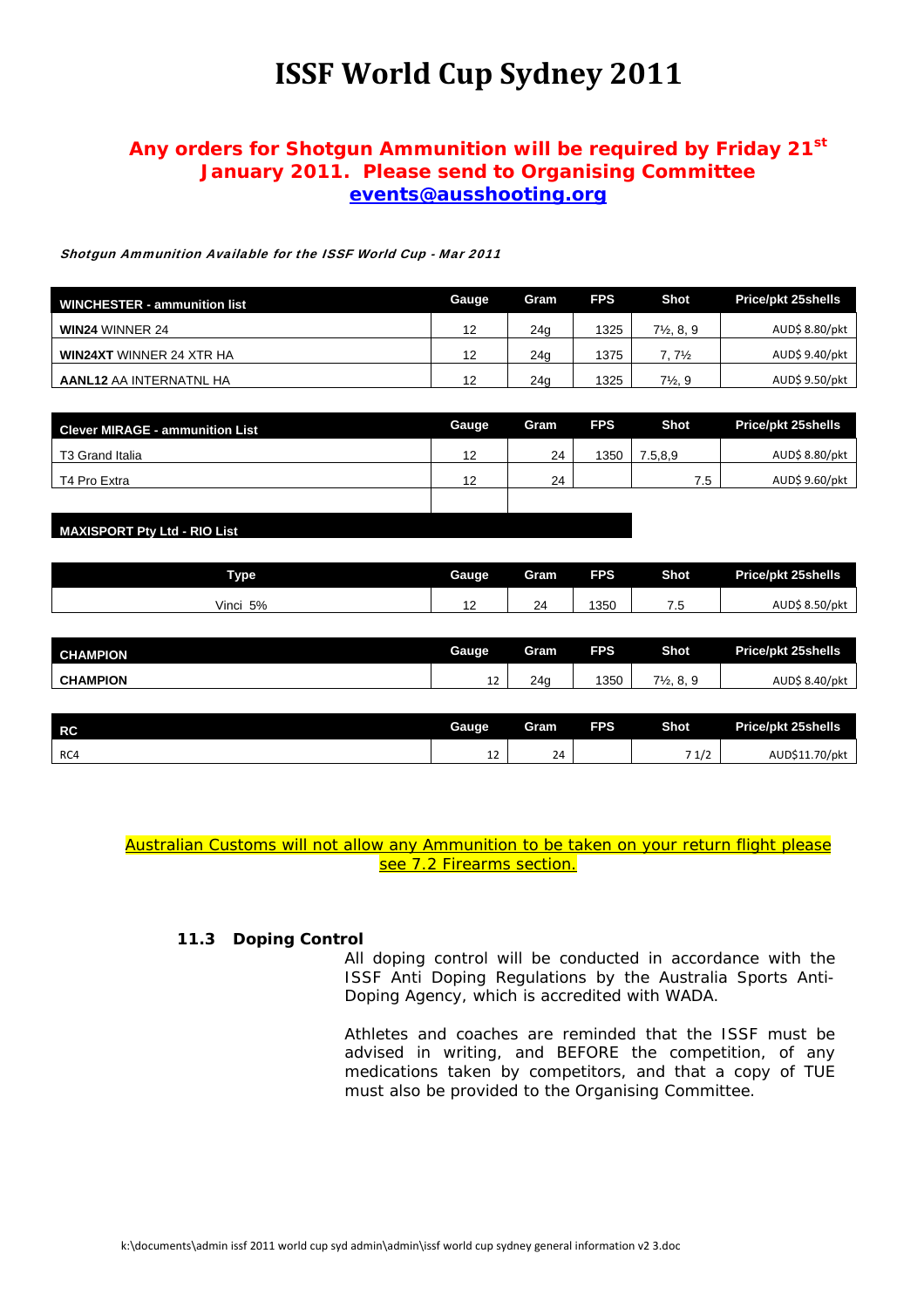# ISSF World Cup Sydney 2011

**Any orders for Shotgun Ammunition will be required by Friday 21st January 2011. Please send to Organising Committee [events@ausshooting.org](mailto:events@ausshooting.org)**

***Shotgun Ammunition Available for the ISSF World Cup - Mar 2011***

| WINCHESTER - ammunition list | Gauge | Gram | FPS | Shot | Price/pkt 25shells |
|---|---|---|---|---|---|
| **WIN24** WINNER 24 | 12 | 24g | 1325 | 7½, 8, 9 | AUD$ 8.80/pkt |
| **WIN24XT** WINNER 24 XTR HA | 12 | 24g | 1375 | 7, 7½ | AUD$ 9.40/pkt |
| **AANL12** AA INTERNATNL HA | 12 | 24g | 1325 | 7½, 9 | AUD$ 9.50/pkt |

| Clever MIRAGE - ammunition List | Gauge | Gram | FPS | Shot | Price/pkt 25shells |
|---|---|---|---|---|---|
| T3 Grand Italia | 12 | 24 | 1350 | 7.5,8,9 | AUD$ 8.80/pkt |
| T4 Pro Extra | 12 | 24 | | 7.5 | AUD$ 9.60/pkt |

**MAXISPORT Pty Ltd - RIO List**

| Type | Gauge | Gram | FPS | Shot | Price/pkt 25shells |
|---|---|---|---|---|---|
| Vinci 5% | 12 | 24 | 1350 | 7.5 | AUD$ 8.50/pkt |

| CHAMPION | Gauge | Gram | FPS | Shot | Price/pkt 25shells |
|---|---|---|---|---|---|
| **CHAMPION** | 12 | 24g | 1350 | 7½, 8, 9 | AUD$ 8.40/pkt |

| RC | Gauge | Gram | FPS | Shot | Price/pkt 25shells |
|---|---|---|---|---|---|
| RC4 | 12 | 24 | | 7 1/2 | AUD$11.70/pkt |

Australian Customs will not allow any Ammunition to be taken on your return flight please see 7.2 Firearms section.

### 11.3 Doping Control

All doping control will be conducted in accordance with the ISSF Anti Doping Regulations by the Australia Sports Anti-Doping Agency, which is accredited with WADA.

Athletes and coaches are reminded that the ISSF must be advised in writing, and BEFORE the competition, of any medications taken by competitors, and that a copy of TUE must also be provided to the Organising Committee.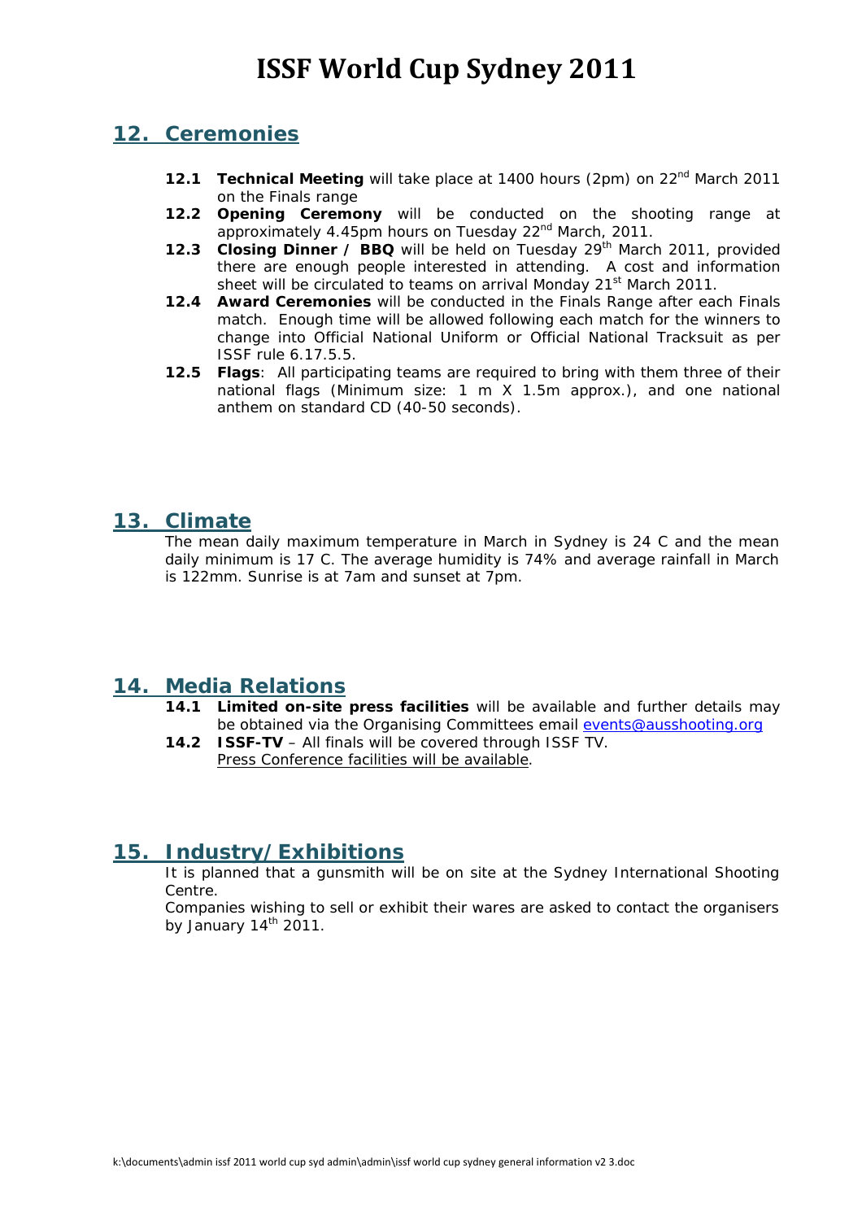## 12. Ceremonies

**12.1 Technical Meeting** will take place at 1400 hours (2pm) on 22nd March 2011 on the Finals range

**12.2 Opening Ceremony** will be conducted on the shooting range at approximately 4.45pm hours on Tuesday 22nd March, 2011.

**12.3 Closing Dinner / BBQ** will be held on Tuesday 29th March 2011, provided there are enough people interested in attending. A cost and information sheet will be circulated to teams on arrival Monday 21st March 2011.

**12.4 Award Ceremonies** will be conducted in the Finals Range after each Finals match. Enough time will be allowed following each match for the winners to change into Official National Uniform or Official National Tracksuit as per ISSF rule 6.17.5.5.

**12.5 Flags**: All participating teams are required to bring with them three of their national flags (Minimum size: 1 m X 1.5m approx.), and one national anthem on standard CD (40-50 seconds).

## 13. Climate

The mean daily maximum temperature in March in Sydney is 24 C and the mean daily minimum is 17 C. The average humidity is 74% and average rainfall in March is 122mm. Sunrise is at 7am and sunset at 7pm.

## 14. Media Relations

**14.1 Limited on-site press facilities** will be available and further details may be obtained via the Organising Committees email events@ausshooting.org

**14.2 ISSF-TV** – All finals will be covered through ISSF TV.
Press Conference facilities will be available.

## 15. Industry/Exhibitions

It is planned that a gunsmith will be on site at the Sydney International Shooting Centre.

Companies wishing to sell or exhibit their wares are asked to contact the organisers by January 14th 2011.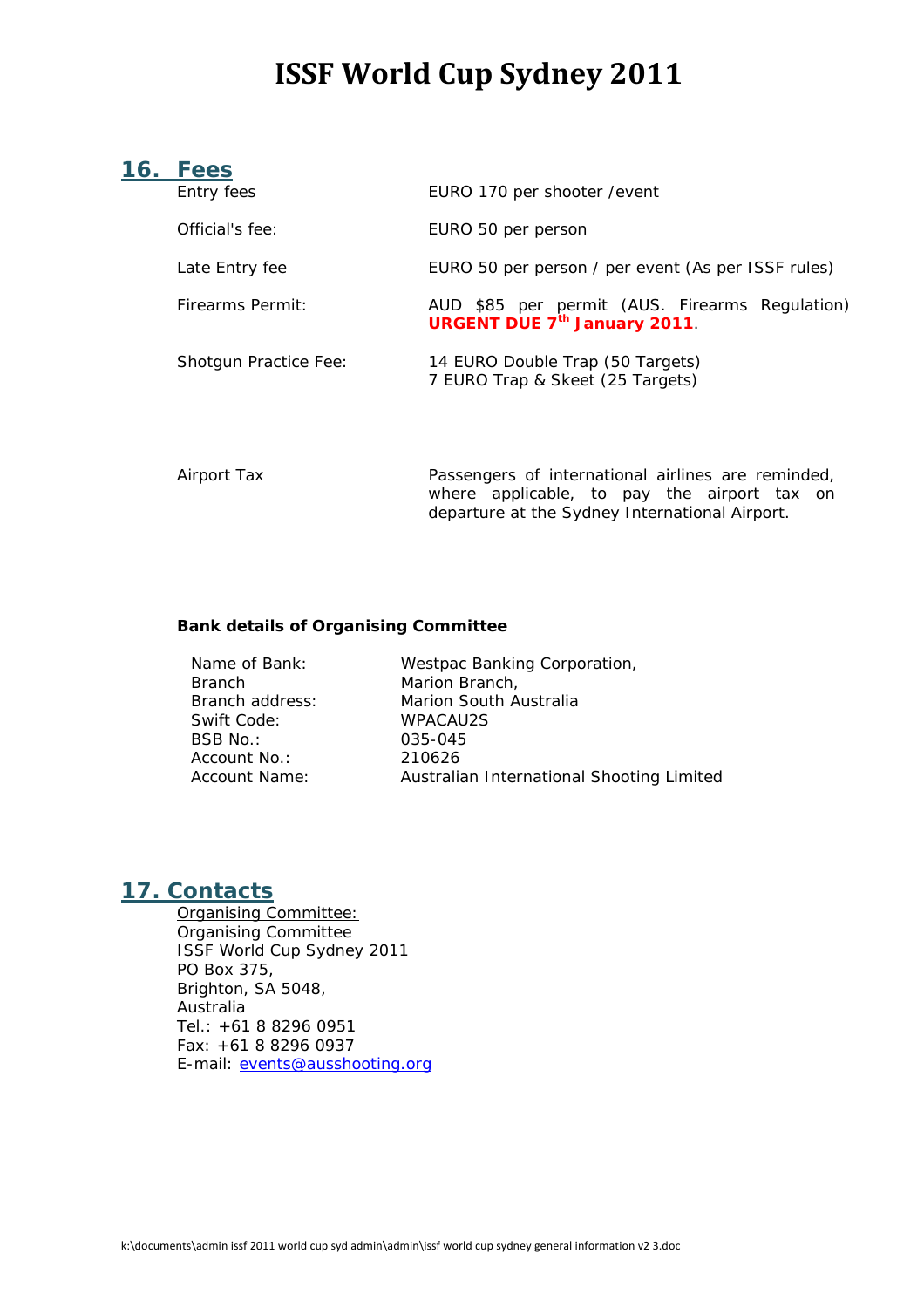## 16. Fees

| | |
|---|---|
| Entry fees | EURO 170 per shooter /event |
| Official's fee: | EURO 50 per person |
| Late Entry fee | EURO 50 per person / per event (As per ISSF rules) |
| Firearms Permit: | AUD $85 per permit (AUS. Firearms Regulation) **URGENT DUE 7th January 2011**. |
| Shotgun Practice Fee: | 14 EURO Double Trap (50 Targets)<br>7 EURO Trap & Skeet (25 Targets) |
| Airport Tax | Passengers of international airlines are reminded, where applicable, to pay the airport tax on departure at the Sydney International Airport. |

**Bank details of Organising Committee**

| | |
|---|---|
| Name of Bank: | Westpac Banking Corporation, |
| Branch | Marion Branch, |
| Branch address: | Marion South Australia |
| Swift Code: | WPACAU2S |
| BSB No.: | 035-045 |
| Account No.: | 210626 |
| Account Name: | Australian International Shooting Limited |

## 17. Contacts

Organising Committee:

Organising Committee
ISSF World Cup Sydney 2011
PO Box 375,
Brighton, SA 5048,
Australia
Tel.: +61 8 8296 0951
Fax: +61 8 8296 0937
E-mail: events@ausshooting.org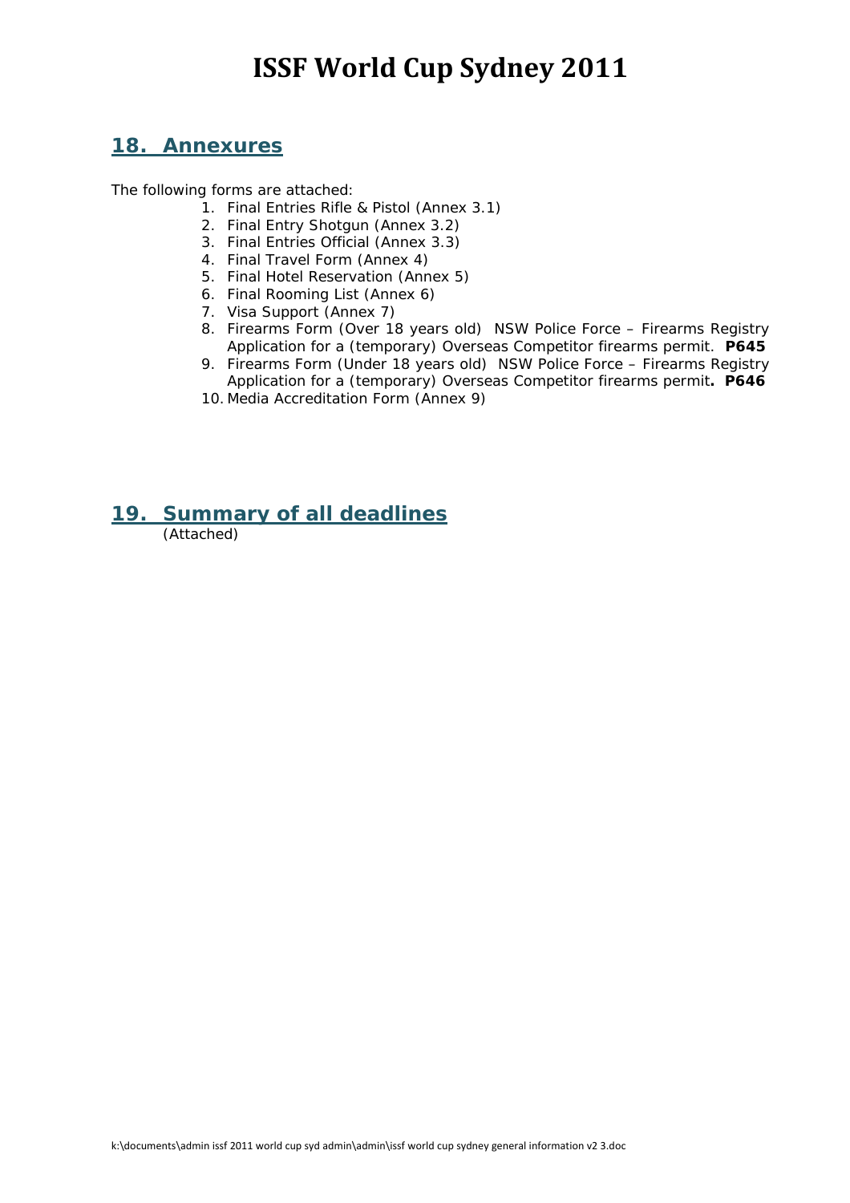# ISSF World Cup Sydney 2011

## 18. Annexures

The following forms are attached:

1. Final Entries Rifle & Pistol (Annex 3.1)
2. Final Entry Shotgun (Annex 3.2)
3. Final Entries Official (Annex 3.3)
4. Final Travel Form (Annex 4)
5. Final Hotel Reservation (Annex 5)
6. Final Rooming List (Annex 6)
7. Visa Support (Annex 7)
8. Firearms Form (Over 18 years old) NSW Police Force – Firearms Registry Application for a (temporary) Overseas Competitor firearms permit. **P645**
9. Firearms Form (Under 18 years old) NSW Police Force – Firearms Registry Application for a (temporary) Overseas Competitor firearms permit**. P646**
10. Media Accreditation Form (Annex 9)

## 19. Summary of all deadlines

(Attached)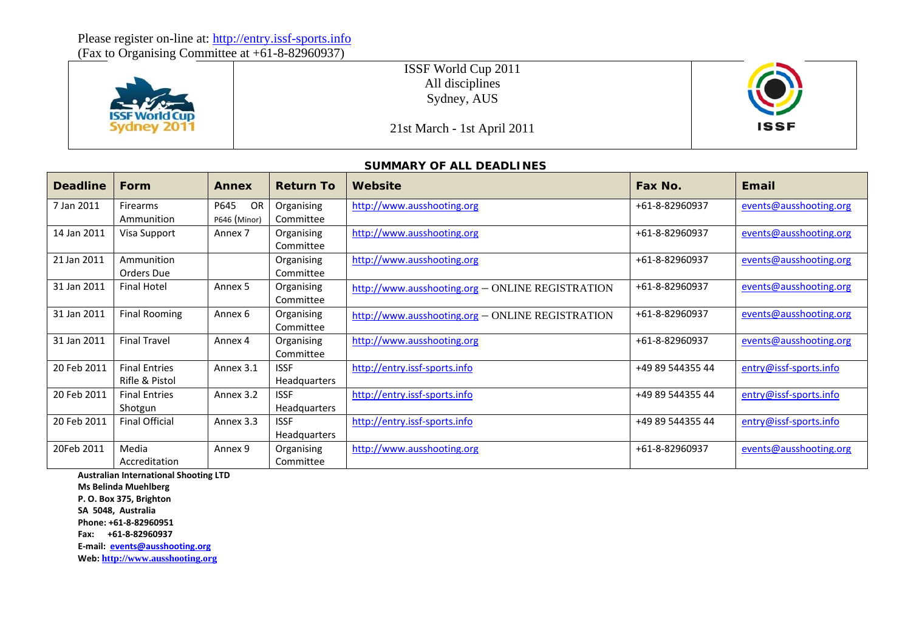Please register on-line at: http://entry.issf-sports.info
(Fax to Organising Committee at +61-8-82960937)

| | ISSF World Cup 2011<br>All disciplines<br>Sydney, AUS<br><br>21st March - 1st April 2011 | |
|---|---|---|

## SUMMARY OF ALL DEADLINES

| Deadline | Form | Annex | Return To | Website | Fax No. | Email |
|---|---|---|---|---|---|---|
| 7 Jan 2011 | Firearms Ammunition | P645 OR P646 (Minor) | Organising Committee | http://www.ausshooting.org | +61-8-82960937 | events@ausshooting.org |
| 14 Jan 2011 | Visa Support | Annex 7 | Organising Committee | http://www.ausshooting.org | +61-8-82960937 | events@ausshooting.org |
| 21 Jan 2011 | Ammunition Orders Due | | Organising Committee | http://www.ausshooting.org | +61-8-82960937 | events@ausshooting.org |
| 31 Jan 2011 | Final Hotel | Annex 5 | Organising Committee | http://www.ausshooting.org – ONLINE REGISTRATION | +61-8-82960937 | events@ausshooting.org |
| 31 Jan 2011 | Final Rooming | Annex 6 | Organising Committee | http://www.ausshooting.org – ONLINE REGISTRATION | +61-8-82960937 | events@ausshooting.org |
| 31 Jan 2011 | Final Travel | Annex 4 | Organising Committee | http://www.ausshooting.org | +61-8-82960937 | events@ausshooting.org |
| 20 Feb 2011 | Final Entries Rifle & Pistol | Annex 3.1 | ISSF Headquarters | http://entry.issf-sports.info | +49 89 544355 44 | entry@issf-sports.info |
| 20 Feb 2011 | Final Entries Shotgun | Annex 3.2 | ISSF Headquarters | http://entry.issf-sports.info | +49 89 544355 44 | entry@issf-sports.info |
| 20 Feb 2011 | Final Official | Annex 3.3 | ISSF Headquarters | http://entry.issf-sports.info | +49 89 544355 44 | entry@issf-sports.info |
| 20Feb 2011 | Media Accreditation | Annex 9 | Organising Committee | http://www.ausshooting.org | +61-8-82960937 | events@ausshooting.org |

**Australian International Shooting LTD**
**Ms Belinda Muehlberg**
**P. O. Box 375, Brighton**
**SA 5048, Australia**
**Phone: +61-8-82960951**
**Fax: +61-8-82960937**
**E-mail: events@ausshooting.org**
**Web: http://www.ausshooting.org**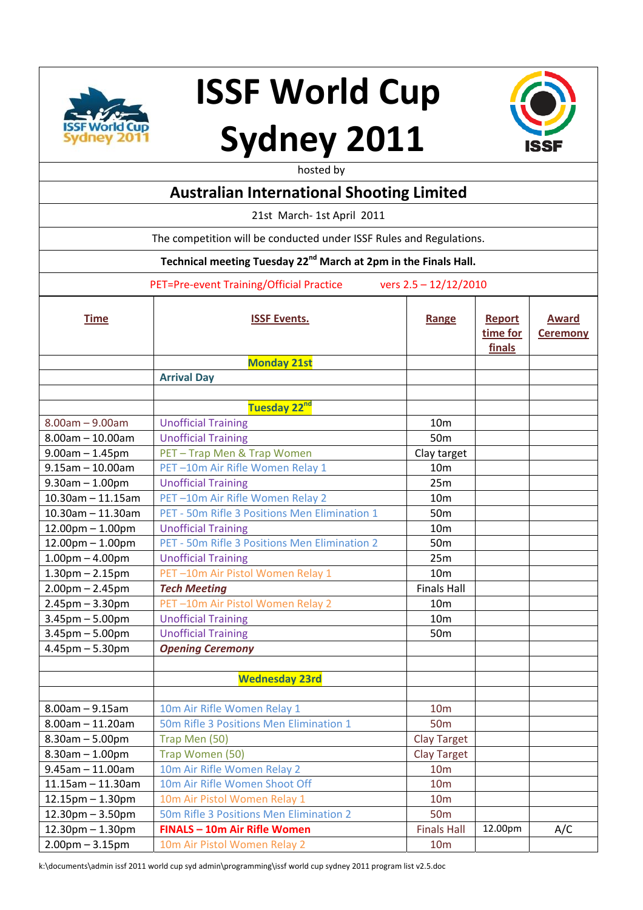# ISSF World Cup Sydney 2011

hosted by

## Australian International Shooting Limited

21st March- 1st April 2011

The competition will be conducted under ISSF Rules and Regulations.

**Technical meeting Tuesday 22nd March at 2pm in the Finals Hall.**

PET=Pre-event Training/Official Practice vers 2.5 – 12/12/2010

| Time | ISSF Events. | Range | Report time for finals | Award Ceremony |
|---|---|---|---|---|
| | **Monday 21st** | | | |
| | **Arrival Day** | | | |
| | | | | |
| | **Tuesday 22nd** | | | |
| 8.00am – 9.00am | Unofficial Training | 10m | | |
| 8.00am – 10.00am | Unofficial Training | 50m | | |
| 9.00am – 1.45pm | PET – Trap Men & Trap Women | Clay target | | |
| 9.15am – 10.00am | PET –10m Air Rifle Women Relay 1 | 10m | | |
| 9.30am – 1.00pm | Unofficial Training | 25m | | |
| 10.30am – 11.15am | PET –10m Air Rifle Women Relay 2 | 10m | | |
| 10.30am – 11.30am | PET - 50m Rifle 3 Positions Men Elimination 1 | 50m | | |
| 12.00pm – 1.00pm | Unofficial Training | 10m | | |
| 12.00pm – 1.00pm | PET - 50m Rifle 3 Positions Men Elimination 2 | 50m | | |
| 1.00pm – 4.00pm | Unofficial Training | 25m | | |
| 1.30pm – 2.15pm | PET –10m Air Pistol Women Relay 1 | 10m | | |
| 2.00pm – 2.45pm | ***Tech Meeting*** | Finals Hall | | |
| 2.45pm – 3.30pm | PET –10m Air Pistol Women Relay 2 | 10m | | |
| 3.45pm – 5.00pm | Unofficial Training | 10m | | |
| 3.45pm – 5.00pm | Unofficial Training | 50m | | |
| 4.45pm – 5.30pm | ***Opening Ceremony*** | | | |
| | | | | |
| | **Wednesday 23rd** | | | |
| | | | | |
| 8.00am – 9.15am | 10m Air Rifle Women Relay 1 | 10m | | |
| 8.00am – 11.20am | 50m Rifle 3 Positions Men Elimination 1 | 50m | | |
| 8.30am – 5.00pm | Trap Men (50) | Clay Target | | |
| 8.30am – 1.00pm | Trap Women (50) | Clay Target | | |
| 9.45am – 11.00am | 10m Air Rifle Women Relay 2 | 10m | | |
| 11.15am – 11.30am | 10m Air Rifle Women Shoot Off | 10m | | |
| 12.15pm – 1.30pm | 10m Air Pistol Women Relay 1 | 10m | | |
| 12.30pm – 3.50pm | 50m Rifle 3 Positions Men Elimination 2 | 50m | | |
| 12.30pm – 1.30pm | **FINALS – 10m Air Rifle Women** | Finals Hall | 12.00pm | A/C |
| 2.00pm – 3.15pm | 10m Air Pistol Women Relay 2 | 10m | | |

k:\documents\admin issf 2011 world cup syd admin\programming\issf world cup sydney 2011 program list v2.5.doc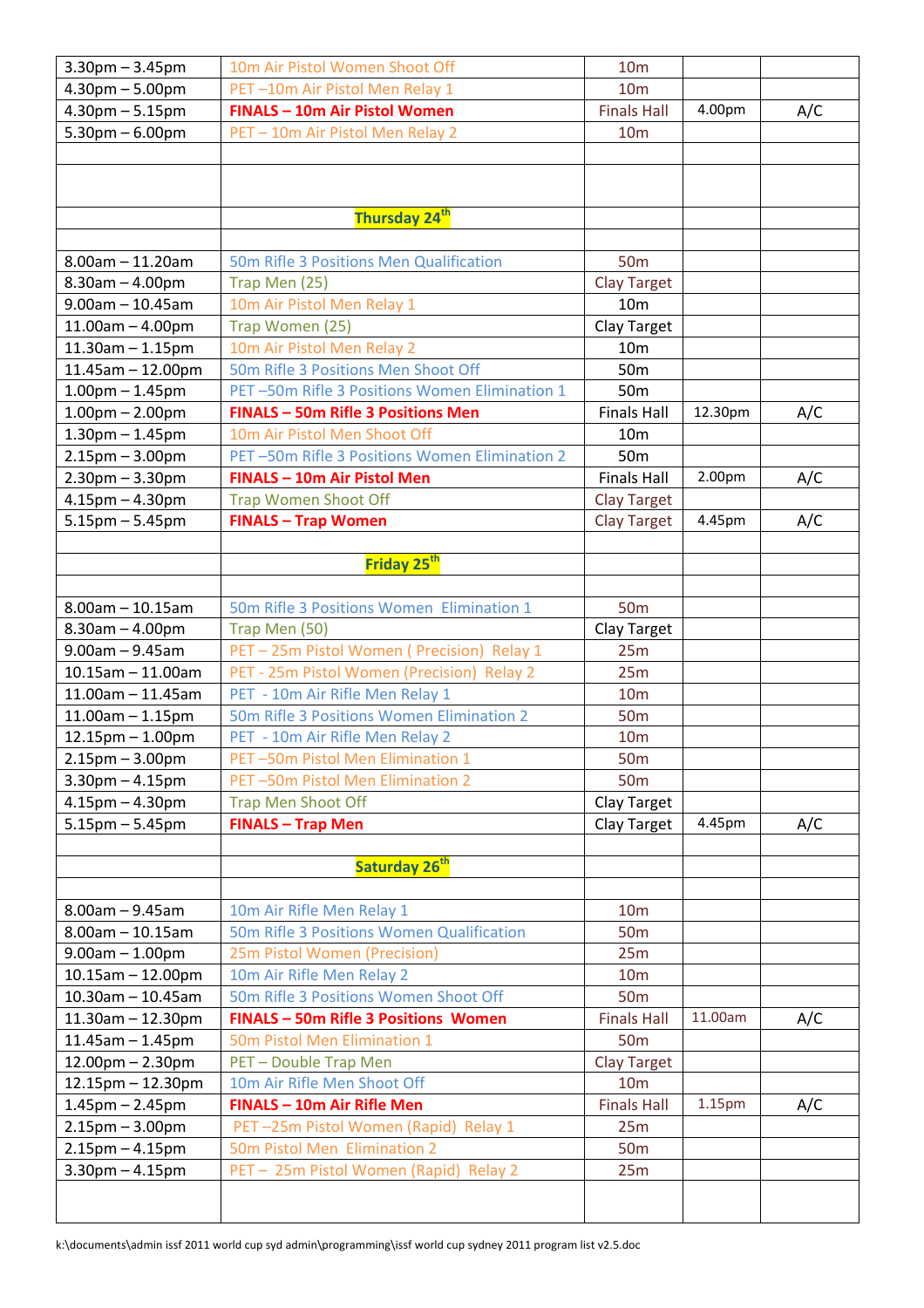| | | | | |
|---|---|---|---|---|
| 3.30pm – 3.45pm | 10m Air Pistol Women Shoot Off | 10m | | |
| 4.30pm – 5.00pm | PET –10m Air Pistol Men Relay 1 | 10m | | |
| 4.30pm – 5.15pm | **FINALS – 10m Air Pistol Women** | Finals Hall | 4.00pm | A/C |
| 5.30pm – 6.00pm | PET – 10m Air Pistol Men Relay 2 | 10m | | |
| | | | | |
| | | | | |
| | **Thursday 24th** | | | |
| | | | | |
| 8.00am – 11.20am | 50m Rifle 3 Positions Men Qualification | 50m | | |
| 8.30am – 4.00pm | Trap Men (25) | Clay Target | | |
| 9.00am – 10.45am | 10m Air Pistol Men Relay 1 | 10m | | |
| 11.00am – 4.00pm | Trap Women (25) | Clay Target | | |
| 11.30am – 1.15pm | 10m Air Pistol Men Relay 2 | 10m | | |
| 11.45am – 12.00pm | 50m Rifle 3 Positions Men Shoot Off | 50m | | |
| 1.00pm – 1.45pm | PET –50m Rifle 3 Positions Women Elimination 1 | 50m | | |
| 1.00pm – 2.00pm | **FINALS – 50m Rifle 3 Positions Men** | Finals Hall | 12.30pm | A/C |
| 1.30pm – 1.45pm | 10m Air Pistol Men Shoot Off | 10m | | |
| 2.15pm – 3.00pm | PET –50m Rifle 3 Positions Women Elimination 2 | 50m | | |
| 2.30pm – 3.30pm | **FINALS – 10m Air Pistol Men** | Finals Hall | 2.00pm | A/C |
| 4.15pm – 4.30pm | Trap Women Shoot Off | Clay Target | | |
| 5.15pm – 5.45pm | **FINALS – Trap Women** | Clay Target | 4.45pm | A/C |
| | | | | |
| | **Friday 25th** | | | |
| | | | | |
| 8.00am – 10.15am | 50m Rifle 3 Positions Women Elimination 1 | 50m | | |
| 8.30am – 4.00pm | Trap Men (50) | Clay Target | | |
| 9.00am – 9.45am | PET – 25m Pistol Women ( Precision) Relay 1 | 25m | | |
| 10.15am – 11.00am | PET - 25m Pistol Women (Precision) Relay 2 | 25m | | |
| 11.00am – 11.45am | PET - 10m Air Rifle Men Relay 1 | 10m | | |
| 11.00am – 1.15pm | 50m Rifle 3 Positions Women Elimination 2 | 50m | | |
| 12.15pm – 1.00pm | PET - 10m Air Rifle Men Relay 2 | 10m | | |
| 2.15pm – 3.00pm | PET –50m Pistol Men Elimination 1 | 50m | | |
| 3.30pm – 4.15pm | PET –50m Pistol Men Elimination 2 | 50m | | |
| 4.15pm – 4.30pm | Trap Men Shoot Off | Clay Target | | |
| 5.15pm – 5.45pm | **FINALS – Trap Men** | Clay Target | 4.45pm | A/C |
| | | | | |
| | **Saturday 26th** | | | |
| | | | | |
| 8.00am – 9.45am | 10m Air Rifle Men Relay 1 | 10m | | |
| 8.00am – 10.15am | 50m Rifle 3 Positions Women Qualification | 50m | | |
| 9.00am – 1.00pm | 25m Pistol Women (Precision) | 25m | | |
| 10.15am – 12.00pm | 10m Air Rifle Men Relay 2 | 10m | | |
| 10.30am – 10.45am | 50m Rifle 3 Positions Women Shoot Off | 50m | | |
| 11.30am – 12.30pm | **FINALS – 50m Rifle 3 Positions Women** | Finals Hall | 11.00am | A/C |
| 11.45am – 1.45pm | 50m Pistol Men Elimination 1 | 50m | | |
| 12.00pm – 2.30pm | PET – Double Trap Men | Clay Target | | |
| 12.15pm – 12.30pm | 10m Air Rifle Men Shoot Off | 10m | | |
| 1.45pm – 2.45pm | **FINALS – 10m Air Rifle Men** | Finals Hall | 1.15pm | A/C |
| 2.15pm – 3.00pm | PET –25m Pistol Women (Rapid) Relay 1 | 25m | | |
| 2.15pm – 4.15pm | 50m Pistol Men Elimination 2 | 50m | | |
| 3.30pm – 4.15pm | PET – 25m Pistol Women (Rapid) Relay 2 | 25m | | |
| | | | | |

k:\documents\admin issf 2011 world cup syd admin\programming\issf world cup sydney 2011 program list v2.5.doc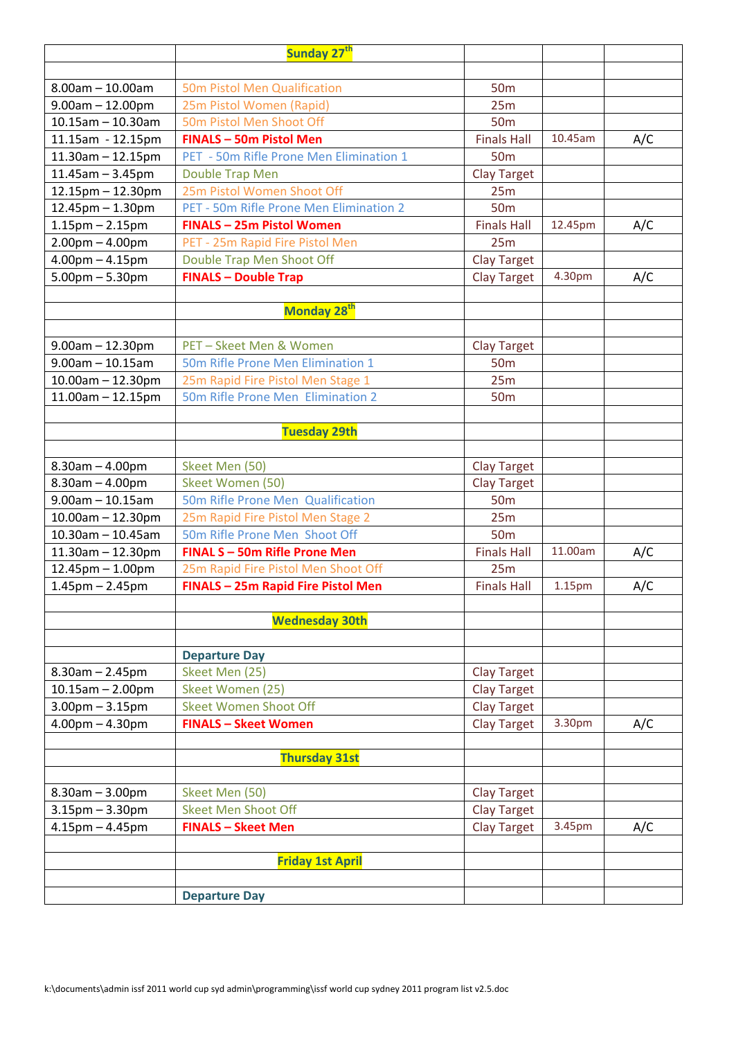| | Sunday 27th | | | |
|---|---|---|---|---|
| | | | | |
| 8.00am – 10.00am | 50m Pistol Men Qualification | 50m | | |
| 9.00am – 12.00pm | 25m Pistol Women (Rapid) | 25m | | |
| 10.15am – 10.30am | 50m Pistol Men Shoot Off | 50m | | |
| 11.15am - 12.15pm | **FINALS – 50m Pistol Men** | Finals Hall | 10.45am | A/C |
| 11.30am – 12.15pm | PET - 50m Rifle Prone Men Elimination 1 | 50m | | |
| 11.45am – 3.45pm | Double Trap Men | Clay Target | | |
| 12.15pm – 12.30pm | 25m Pistol Women Shoot Off | 25m | | |
| 12.45pm – 1.30pm | PET - 50m Rifle Prone Men Elimination 2 | 50m | | |
| 1.15pm – 2.15pm | **FINALS – 25m Pistol Women** | Finals Hall | 12.45pm | A/C |
| 2.00pm – 4.00pm | PET - 25m Rapid Fire Pistol Men | 25m | | |
| 4.00pm – 4.15pm | Double Trap Men Shoot Off | Clay Target | | |
| 5.00pm – 5.30pm | **FINALS – Double Trap** | Clay Target | 4.30pm | A/C |
| | | | | |
| | **Monday 28th** | | | |
| | | | | |
| 9.00am – 12.30pm | PET – Skeet Men & Women | Clay Target | | |
| 9.00am – 10.15am | 50m Rifle Prone Men Elimination 1 | 50m | | |
| 10.00am – 12.30pm | 25m Rapid Fire Pistol Men Stage 1 | 25m | | |
| 11.00am – 12.15pm | 50m Rifle Prone Men Elimination 2 | 50m | | |
| | | | | |
| | **Tuesday 29th** | | | |
| | | | | |
| 8.30am – 4.00pm | Skeet Men (50) | Clay Target | | |
| 8.30am – 4.00pm | Skeet Women (50) | Clay Target | | |
| 9.00am – 10.15am | 50m Rifle Prone Men Qualification | 50m | | |
| 10.00am – 12.30pm | 25m Rapid Fire Pistol Men Stage 2 | 25m | | |
| 10.30am – 10.45am | 50m Rifle Prone Men Shoot Off | 50m | | |
| 11.30am – 12.30pm | **FINAL S – 50m Rifle Prone Men** | Finals Hall | 11.00am | A/C |
| 12.45pm – 1.00pm | 25m Rapid Fire Pistol Men Shoot Off | 25m | | |
| 1.45pm – 2.45pm | **FINALS – 25m Rapid Fire Pistol Men** | Finals Hall | 1.15pm | A/C |
| | | | | |
| | **Wednesday 30th** | | | |
| | | | | |
| | **Departure Day** | | | |
| 8.30am – 2.45pm | Skeet Men (25) | Clay Target | | |
| 10.15am – 2.00pm | Skeet Women (25) | Clay Target | | |
| 3.00pm – 3.15pm | Skeet Women Shoot Off | Clay Target | | |
| 4.00pm – 4.30pm | **FINALS – Skeet Women** | Clay Target | 3.30pm | A/C |
| | | | | |
| | **Thursday 31st** | | | |
| | | | | |
| 8.30am – 3.00pm | Skeet Men (50) | Clay Target | | |
| 3.15pm – 3.30pm | Skeet Men Shoot Off | Clay Target | | |
| 4.15pm – 4.45pm | **FINALS – Skeet Men** | Clay Target | 3.45pm | A/C |
| | | | | |
| | **Friday 1st April** | | | |
| | | | | |
| | **Departure Day** | | | |

k:\documents\admin issf 2011 world cup syd admin\programming\issf world cup sydney 2011 program list v2.5.doc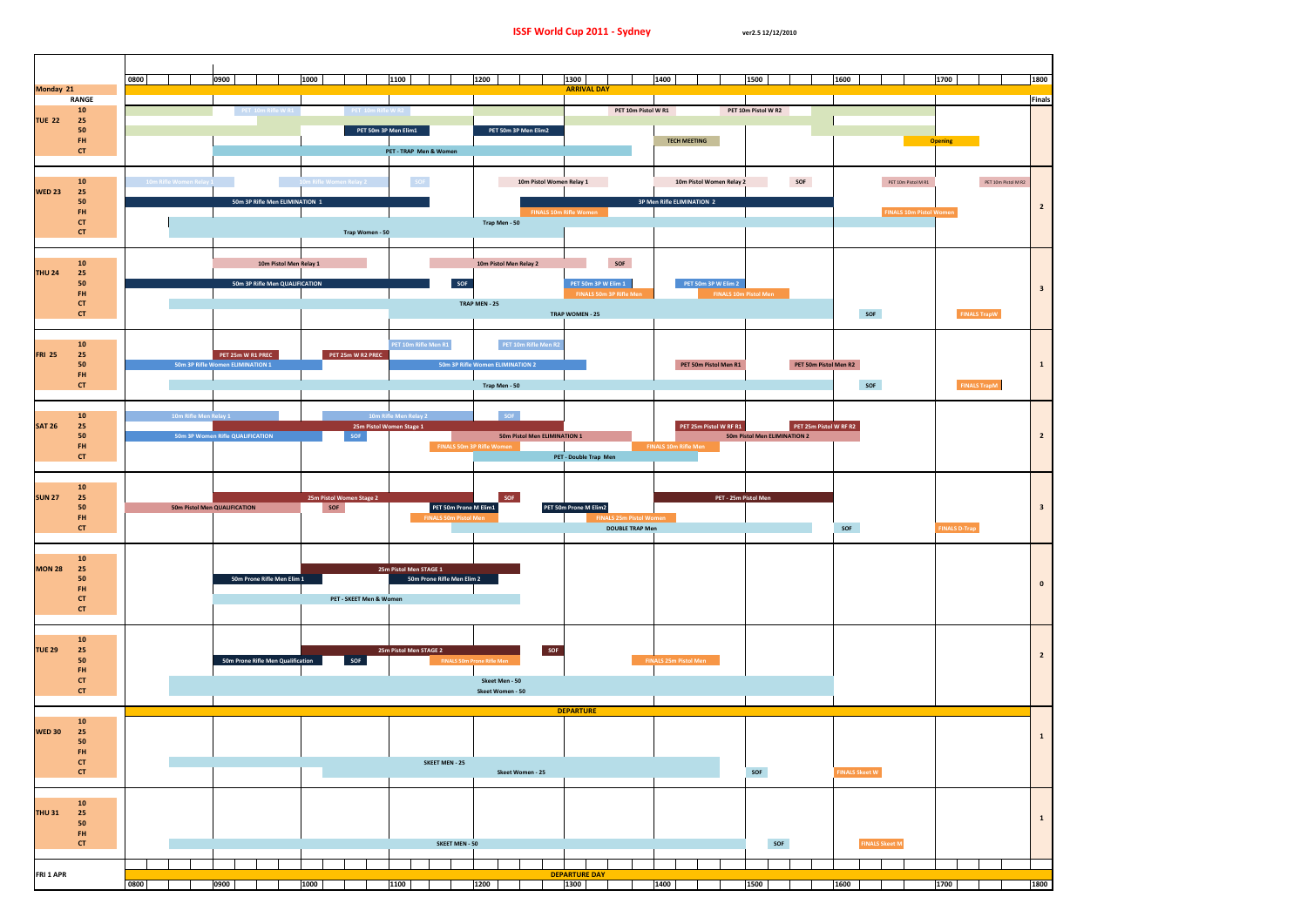# ISSF World Cup 2011 - Sydney

ver2.5 12/12/2010

| Day | Range | Schedule (0800–1800) | Finals |
|---|---|---|---|
| Monday 21 | | ARRIVAL DAY | |
| TUE 22 | 10 | PET 10m Rifle W R1; PET 10m Rifle W R2; PET 10m Pistol W R1; PET 10m Pistol W R2 | |
| | 25 | | |
| | 50 | PET 50m 3P Men Elim1; PET 50m 3P Men Elim2 | |
| | FH | TECH MEETING; Opening | |
| | CT | PET - TRAP Men & Women | |
| WED 23 | 10 | 10m Rifle Women Relay 1; 10m Rifle Women Relay 2; SOF; 10m Pistol Women Relay 1; 10m Pistol Women Relay 2; SOF; PET 10m Pistol M R1; PET 10m Pistol M R2 | 2 |
| | 25 | | |
| | 50 | 50m 3P Rifle Men ELIMINATION 1; 3P Men Rifle ELIMINATION 2 | |
| | FH | FINALS 10m Rifle Women; FINALS 10m Pistol Women | |
| | CT | Trap Men - 50 | |
| | CT | Trap Women - 50 | |
| THU 24 | 10 | 10m Pistol Men Relay 1; 10m Pistol Men Relay 2; SOF | 3 |
| | 25 | | |
| | 50 | 50m 3P Rifle Men QUALIFICATION; SOF; PET 50m 3P W Elim 1; PET 50m 3P W Elim 2 | |
| | FH | FINALS 50m 3P Rifle Men; FINALS 10m Pistol Men | |
| | CT | TRAP MEN - 25 | |
| | CT | TRAP WOMEN - 25; SOF; FINALS TrapW | |
| FRI 25 | 10 | PET 10m Rifle Men R1; PET 10m Rifle Men R2 | 1 |
| | 25 | PET 25m W R1 PREC; PET 25m W R2 PREC | |
| | 50 | 50m 3P Rifle Women ELIMINATION 1; 50m 3P Rifle Women ELIMINATION 2; PET 50m Pistol Men R1; PET 50m Pistol Men R2 | |
| | FH | | |
| | CT | Trap Men - 50; SOF; FINALS TrapM | |
| SAT 26 | 10 | 10m Rifle Men Relay 1; 10m Rifle Men Relay 2; SOF | 2 |
| | 25 | 25m Pistol Women Stage 1; PET 25m Pistol W RF R1; PET 25m Pistol W RF R2 | |
| | 50 | 50m 3P Women Rifle QUALIFICATION; SOF; 50m Pistol Men ELIMINATION 1; 50m Pistol Men ELIMINATION 2 | |
| | FH | FINALS 50m 3P Rifle Women; FINALS 10m Rifle Men | |
| | CT | PET - Double Trap Men | |
| SUN 27 | 10 | | 3 |
| | 25 | 25m Pistol Women Stage 2; SOF; PET - 25m Pistol Men | |
| | 50 | 50m Pistol Men QUALIFICATION; SOF; PET 50m Prone M Elim1; PET 50m Prone M Elim2 | |
| | FH | FINALS 50m Pistol Men; FINALS 25m Pistol Women | |
| | CT | DOUBLE TRAP Men; SOF; FINALS D-Trap | |
| MON 28 | 10 | | 0 |
| | 25 | 25m Pistol Men STAGE 1 | |
| | 50 | 50m Prone Rifle Men Elim 1; 50m Prone Rifle Men Elim 2 | |
| | FH | | |
| | CT | PET - SKEET Men & Women | |
| | CT | | |
| TUE 29 | 10 | | 2 |
| | 25 | 25m Pistol Men STAGE 2; SOF | |
| | 50 | 50m Prone Rifle Men Qualification; SOF | |
| | FH | FINALS 50m Prone Rifle Men; FINALS 25m Pistol Men | |
| | CT | Skeet Men - 50 | |
| | CT | Skeet Women - 50 | |
| | | DEPARTURE | |
| WED 30 | 10 | | 1 |
| | 25 | | |
| | 50 | | |
| | FH | | |
| | CT | SKEET MEN - 25 | |
| | CT | Skeet Women - 25; SOF; FINALS Skeet W | |
| THU 31 | 10 | | 1 |
| | 25 | | |
| | 50 | | |
| | FH | | |
| | CT | SKEET MEN - 50; SOF; FINALS Skeet M | |
| FRI 1 APR | | DEPARTURE DAY | |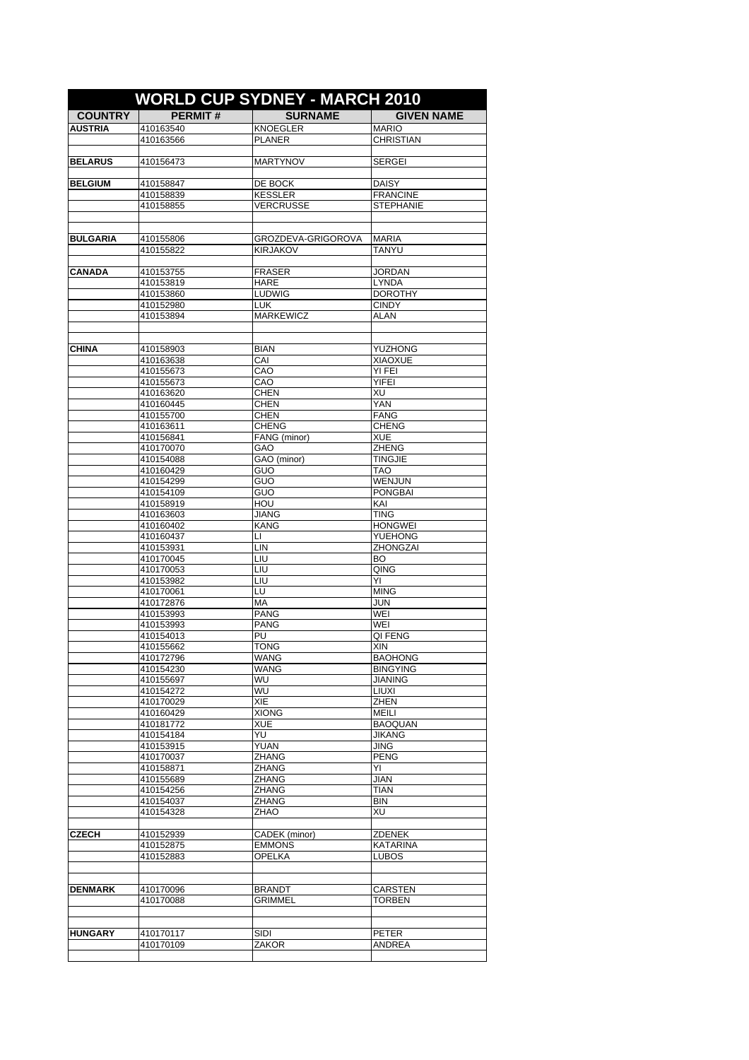| WORLD CUP SYDNEY - MARCH 2010 | | | |
|---|---|---|---|
| **COUNTRY** | **PERMIT #** | **SURNAME** | **GIVEN NAME** |
| **AUSTRIA** | 410163540 | KNOEGLER | MARIO |
| | 410163566 | PLANER | CHRISTIAN |
| | | | |
| **BELARUS** | 410156473 | MARTYNOV | SERGEI |
| | | | |
| **BELGIUM** | 410158847 | DE BOCK | DAISY |
| | 410158839 | KESSLER | FRANCINE |
| | 410158855 | VERCRUSSE | STEPHANIE |
| | | | |
| | | | |
| **BULGARIA** | 410155806 | GROZDEVA-GRIGOROVA | MARIA |
| | 410155822 | KIRJAKOV | TANYU |
| | | | |
| **CANADA** | 410153755 | FRASER | JORDAN |
| | 410153819 | HARE | LYNDA |
| | 410153860 | LUDWIG | DOROTHY |
| | 410152980 | LUK | CINDY |
| | 410153894 | MARKEWICZ | ALAN |
| | | | |
| | | | |
| **CHINA** | 410158903 | BIAN | YUZHONG |
| | 410163638 | CAI | XIAOXUE |
| | 410155673 | CAO | YI FEI |
| | 410155673 | CAO | YIFEI |
| | 410163620 | CHEN | XU |
| | 410160445 | CHEN | YAN |
| | 410155700 | CHEN | FANG |
| | 410163611 | CHENG | CHENG |
| | 410156841 | FANG (minor) | XUE |
| | 410170070 | GAO | ZHENG |
| | 410154088 | GAO (minor) | TINGJIE |
| | 410160429 | GUO | TAO |
| | 410154299 | GUO | WENJUN |
| | 410154109 | GUO | PONGBAI |
| | 410158919 | HOU | KAI |
| | 410163603 | JIANG | TING |
| | 410160402 | KANG | HONGWEI |
| | 410160437 | LI | YUEHONG |
| | 410153931 | LIN | ZHONGZAI |
| | 410170045 | LIU | BO |
| | 410170053 | LIU | QING |
| | 410153982 | LIU | YI |
| | 410170061 | LU | MING |
| | 410172876 | MA | JUN |
| | 410153993 | PANG | WEI |
| | 410153993 | PANG | WEI |
| | 410154013 | PU | QI FENG |
| | 410155662 | TONG | XIN |
| | 410172796 | WANG | BAOHONG |
| | 410154230 | WANG | BINGYING |
| | 410155697 | WU | JIANING |
| | 410154272 | WU | LIUXI |
| | 410170029 | XIE | ZHEN |
| | 410160429 | XIONG | MEILI |
| | 410181772 | XUE | BAOQUAN |
| | 410154184 | YU | JIKANG |
| | 410153915 | YUAN | JING |
| | 410170037 | ZHANG | PENG |
| | 410158871 | ZHANG | YI |
| | 410155689 | ZHANG | JIAN |
| | 410154256 | ZHANG | TIAN |
| | 410154037 | ZHANG | BIN |
| | 410154328 | ZHAO | XU |
| | | | |
| **CZECH** | 410152939 | CADEK (minor) | ZDENEK |
| | 410152875 | EMMONS | KATARINA |
| | 410152883 | OPELKA | LUBOS |
| | | | |
| | | | |
| **DENMARK** | 410170096 | BRANDT | CARSTEN |
| | 410170088 | GRIMMEL | TORBEN |
| | | | |
| | | | |
| **HUNGARY** | 410170117 | SIDI | PETER |
| | 410170109 | ZAKOR | ANDREA |
| | | | |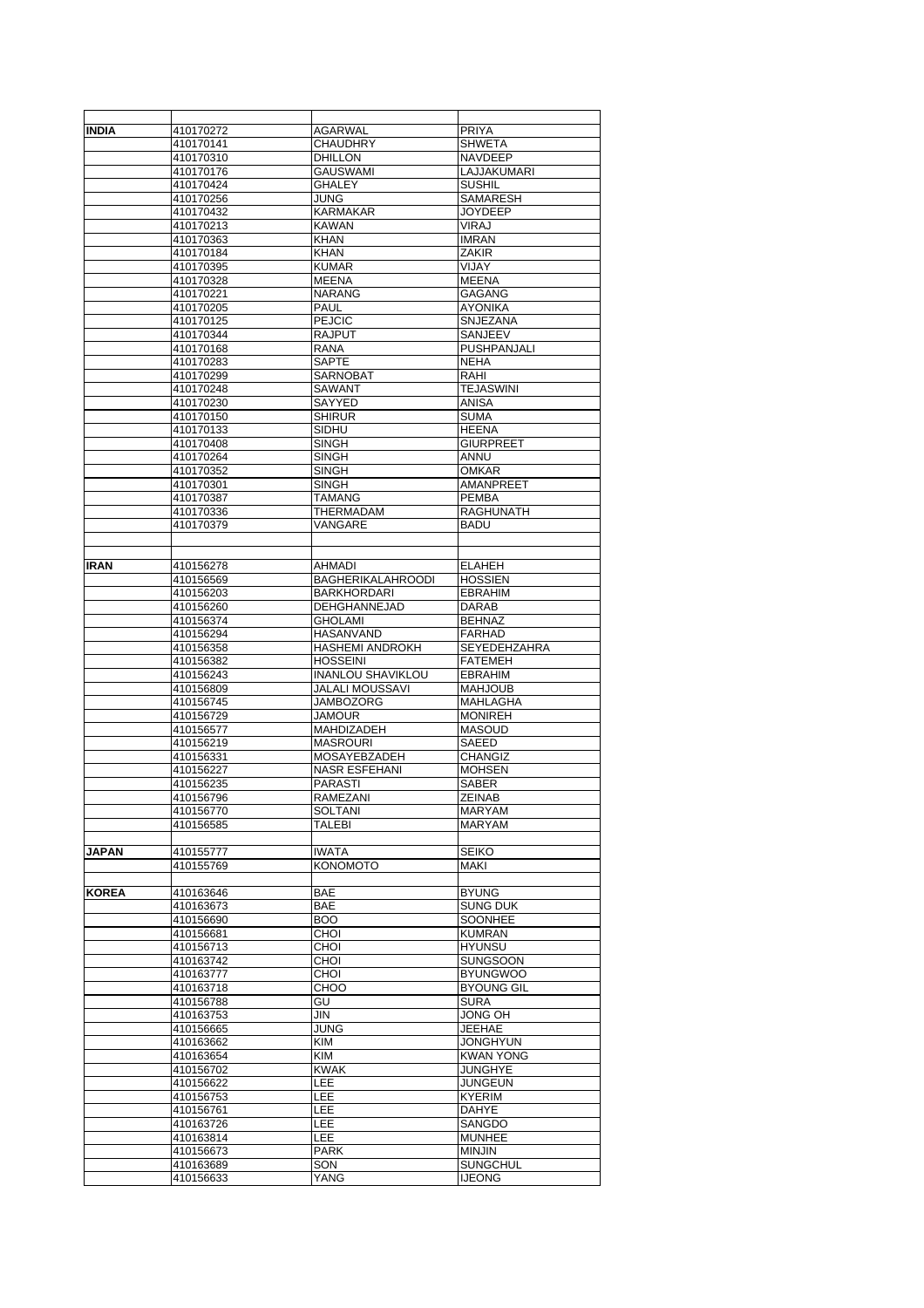| | | | |
|---|---|---|---|
| **INDIA** | 410170272 | AGARWAL | PRIYA |
| | 410170141 | CHAUDHRY | SHWETA |
| | 410170310 | DHILLON | NAVDEEP |
| | 410170176 | GAUSWAMI | LAJJAKUMARI |
| | 410170424 | GHALEY | SUSHIL |
| | 410170256 | JUNG | SAMARESH |
| | 410170432 | KARMAKAR | JOYDEEP |
| | 410170213 | KAWAN | VIRAJ |
| | 410170363 | KHAN | IMRAN |
| | 410170184 | KHAN | ZAKIR |
| | 410170395 | KUMAR | VIJAY |
| | 410170328 | MEENA | MEENA |
| | 410170221 | NARANG | GAGANG |
| | 410170205 | PAUL | AYONIKA |
| | 410170125 | PEJCIC | SNJEZANA |
| | 410170344 | RAJPUT | SANJEEV |
| | 410170168 | RANA | PUSHPANJALI |
| | 410170283 | SAPTE | NEHA |
| | 410170299 | SARNOBAT | RAHI |
| | 410170248 | SAWANT | TEJASWINI |
| | 410170230 | SAYYED | ANISA |
| | 410170150 | SHIRUR | SUMA |
| | 410170133 | SIDHU | HEENA |
| | 410170408 | SINGH | GIURPREET |
| | 410170264 | SINGH | ANNU |
| | 410170352 | SINGH | OMKAR |
| | 410170301 | SINGH | AMANPREET |
| | 410170387 | TAMANG | PEMBA |
| | 410170336 | THERMADAM | RAGHUNATH |
| | 410170379 | VANGARE | BADU |
| | | | |
| | | | |
| **IRAN** | 410156278 | AHMADI | ELAHEH |
| | 410156569 | BAGHERIKALAHROODI | HOSSIEN |
| | 410156203 | BARKHORDARI | EBRAHIM |
| | 410156260 | DEHGHANNEJAD | DARAB |
| | 410156374 | GHOLAMI | BEHNAZ |
| | 410156294 | HASANVAND | FARHAD |
| | 410156358 | HASHEMI ANDROKH | SEYEDEHZAHRA |
| | 410156382 | HOSSEINI | FATEMEH |
| | 410156243 | INANLOU SHAVIKLOU | EBRAHIM |
| | 410156809 | JALALI MOUSSAVI | MAHJOUB |
| | 410156745 | JAMBOZORG | MAHLAGHA |
| | 410156729 | JAMOUR | MONIREH |
| | 410156577 | MAHDIZADEH | MASOUD |
| | 410156219 | MASROURI | SAEED |
| | 410156331 | MOSAYEBZADEH | CHANGIZ |
| | 410156227 | NASR ESFEHANI | MOHSEN |
| | 410156235 | PARASTI | SABER |
| | 410156796 | RAMEZANI | ZEINAB |
| | 410156770 | SOLTANI | MARYAM |
| | 410156585 | TALEBI | MARYAM |
| | | | |
| **JAPAN** | 410155777 | IWATA | SEIKO |
| | 410155769 | KONOMOTO | MAKI |
| | | | |
| **KOREA** | 410163646 | BAE | BYUNG |
| | 410163673 | BAE | SUNG DUK |
| | 410156690 | BOO | SOONHEE |
| | 410156681 | CHOI | KUMRAN |
| | 410156713 | CHOI | HYUNSU |
| | 410163742 | CHOI | SUNGSOON |
| | 410163777 | CHOI | BYUNGWOO |
| | 410163718 | CHOO | BYOUNG GIL |
| | 410156788 | GU | SURA |
| | 410163753 | JIN | JONG OH |
| | 410156665 | JUNG | JEEHAE |
| | 410163662 | KIM | JONGHYUN |
| | 410163654 | KIM | KWAN YONG |
| | 410156702 | KWAK | JUNGHYE |
| | 410156622 | LEE | JUNGEUN |
| | 410156753 | LEE | KYERIM |
| | 410156761 | LEE | DAHYE |
| | 410163726 | LEE | SANGDO |
| | 410163814 | LEE | MUNHEE |
| | 410156673 | PARK | MINJIN |
| | 410163689 | SON | SUNGCHUL |
| | 410156633 | YANG | IJEONG |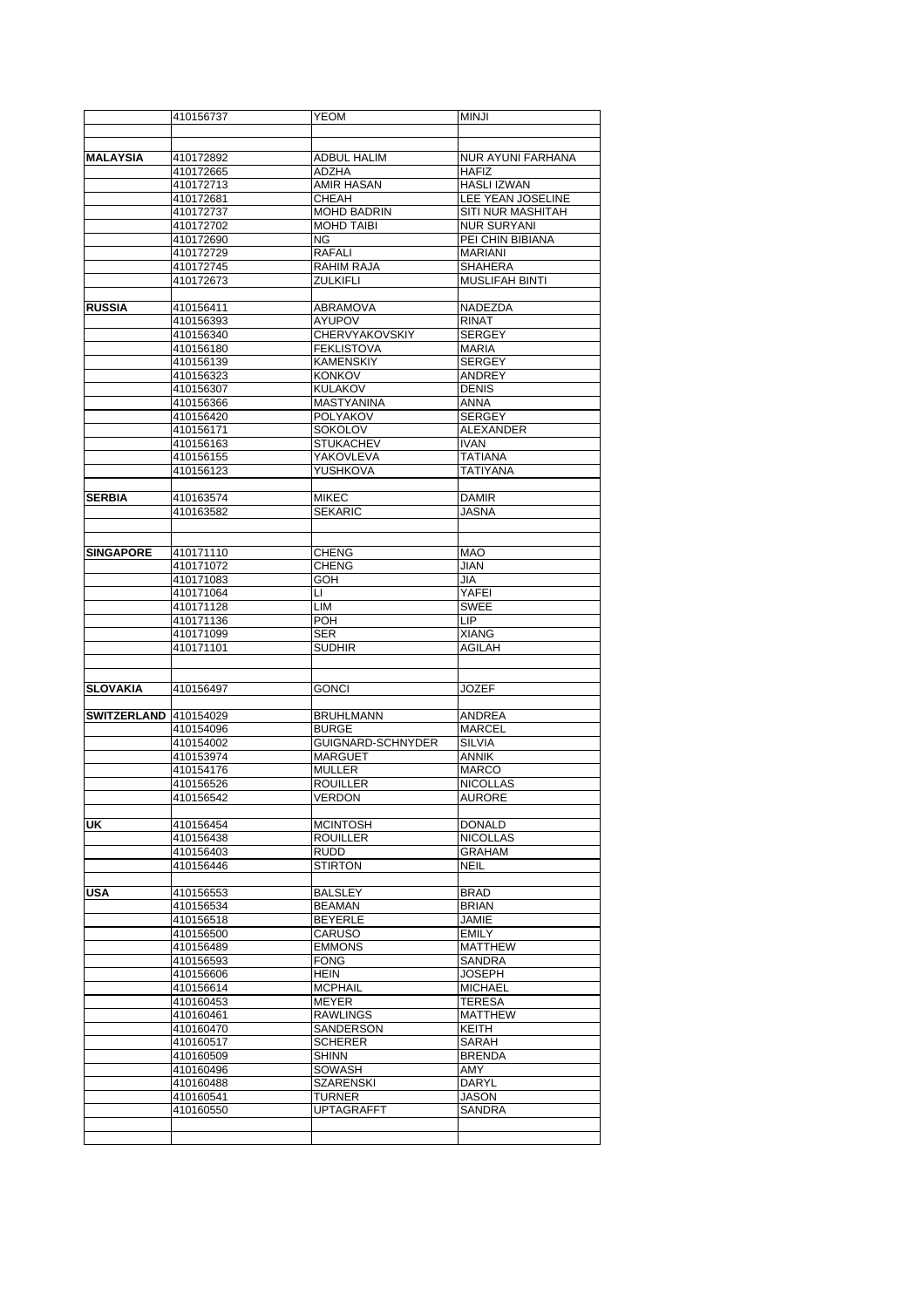|  |  |  |  |
|---|---|---|---|
|  | 410156737 | YEOM | MINJI |
|  |  |  |  |
|  |  |  |  |
| **MALAYSIA** | 410172892 | ADBUL HALIM | NUR AYUNI FARHANA |
|  | 410172665 | ADZHA | HAFIZ |
|  | 410172713 | AMIR HASAN | HASLI IZWAN |
|  | 410172681 | CHEAH | LEE YEAN JOSELINE |
|  | 410172737 | MOHD BADRIN | SITI NUR MASHITAH |
|  | 410172702 | MOHD TAIBI | NUR SURYANI |
|  | 410172690 | NG | PEI CHIN BIBIANA |
|  | 410172729 | RAFALI | MARIANI |
|  | 410172745 | RAHIM RAJA | SHAHERA |
|  | 410172673 | ZULKIFLI | MUSLIFAH BINTI |
|  |  |  |  |
| **RUSSIA** | 410156411 | ABRAMOVA | NADEZDA |
|  | 410156393 | AYUPOV | RINAT |
|  | 410156340 | CHERVYAKOVSKIY | SERGEY |
|  | 410156180 | FEKLISTOVA | MARIA |
|  | 410156139 | KAMENSKIY | SERGEY |
|  | 410156323 | KONKOV | ANDREY |
|  | 410156307 | KULAKOV | DENIS |
|  | 410156366 | MASTYANINA | ANNA |
|  | 410156420 | POLYAKOV | SERGEY |
|  | 410156171 | SOKOLOV | ALEXANDER |
|  | 410156163 | STUKACHEV | IVAN |
|  | 410156155 | YAKOVLEVA | TATIANA |
|  | 410156123 | YUSHKOVA | TATIYANA |
|  |  |  |  |
| **SERBIA** | 410163574 | MIKEC | DAMIR |
|  | 410163582 | SEKARIC | JASNA |
|  |  |  |  |
|  |  |  |  |
| **SINGAPORE** | 410171110 | CHENG | MAO |
|  | 410171072 | CHENG | JIAN |
|  | 410171083 | GOH | JIA |
|  | 410171064 | LI | YAFEI |
|  | 410171128 | LIM | SWEE |
|  | 410171136 | POH | LIP |
|  | 410171099 | SER | XIANG |
|  | 410171101 | SUDHIR | AGILAH |
|  |  |  |  |
|  |  |  |  |
| **SLOVAKIA** | 410156497 | GONCI | JOZEF |
|  |  |  |  |
| **SWITZERLAND** | 410154029 | BRUHLMANN | ANDREA |
|  | 410154096 | BURGE | MARCEL |
|  | 410154002 | GUIGNARD-SCHNYDER | SILVIA |
|  | 410153974 | MARGUET | ANNIK |
|  | 410154176 | MULLER | MARCO |
|  | 410156526 | ROUILLER | NICOLLAS |
|  | 410156542 | VERDON | AURORE |
|  |  |  |  |
| **UK** | 410156454 | MCINTOSH | DONALD |
|  | 410156438 | ROUILLER | NICOLLAS |
|  | 410156403 | RUDD | GRAHAM |
|  | 410156446 | STIRTON | NEIL |
|  |  |  |  |
| **USA** | 410156553 | BALSLEY | BRAD |
|  | 410156534 | BEAMAN | BRIAN |
|  | 410156518 | BEYERLE | JAMIE |
|  | 410156500 | CARUSO | EMILY |
|  | 410156489 | EMMONS | MATTHEW |
|  | 410156593 | FONG | SANDRA |
|  | 410156606 | HEIN | JOSEPH |
|  | 410156614 | MCPHAIL | MICHAEL |
|  | 410160453 | MEYER | TERESA |
|  | 410160461 | RAWLINGS | MATTHEW |
|  | 410160470 | SANDERSON | KEITH |
|  | 410160517 | SCHERER | SARAH |
|  | 410160509 | SHINN | BRENDA |
|  | 410160496 | SOWASH | AMY |
|  | 410160488 | SZARENSKI | DARYL |
|  | 410160541 | TURNER | JASON |
|  | 410160550 | UPTAGRAFFT | SANDRA |
|  |  |  |  |
|  |  |  |  |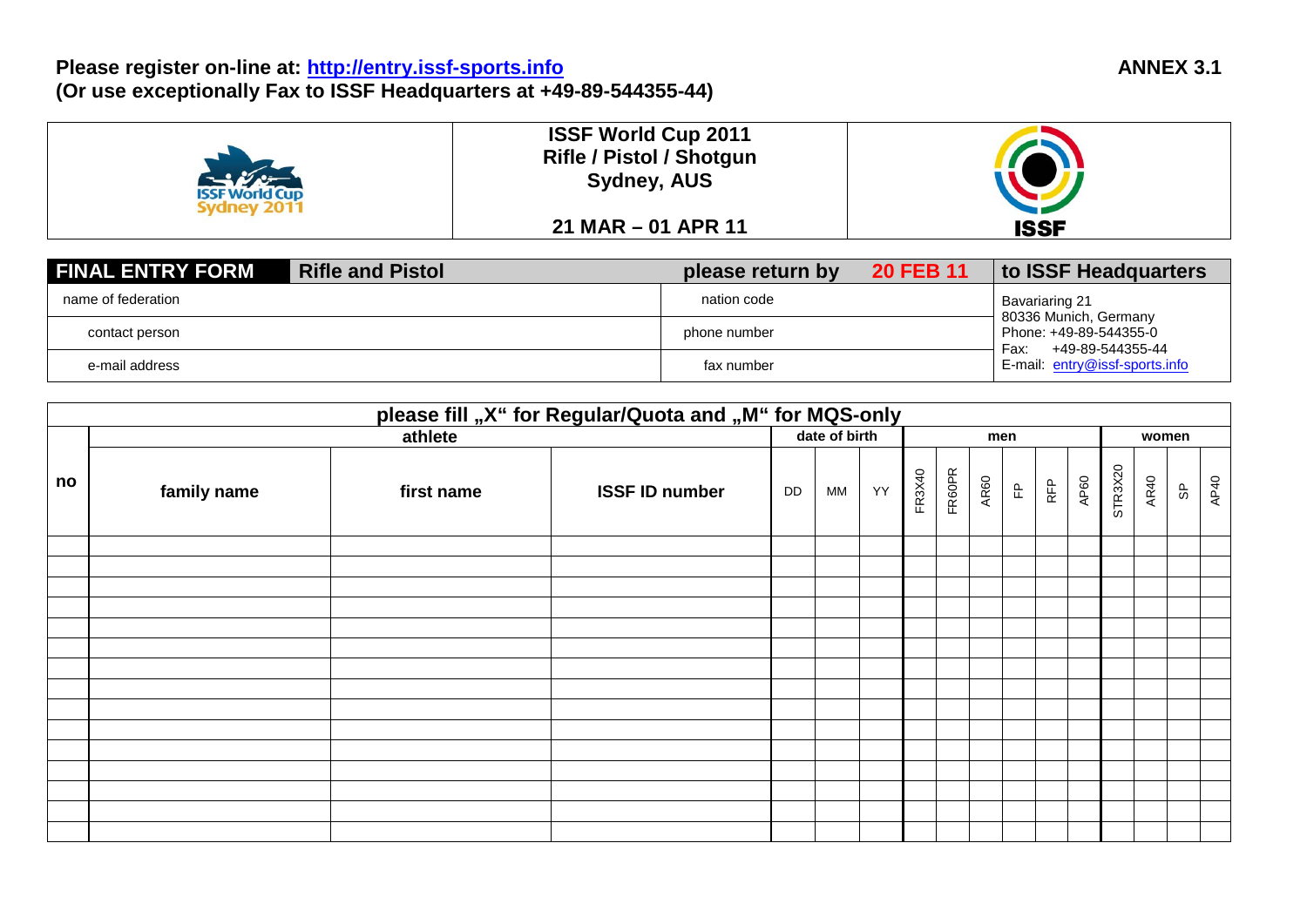**Please register on-line at: http://entry.issf-sports.info** **ANNEX 3.1**
**(Or use exceptionally Fax to ISSF Headquarters at +49-89-544355-44)**

| ISSF World Cup Sydney 2011 | **ISSF World Cup 2011**<br>**Rifle / Pistol / Shotgun**<br>**Sydney, AUS**<br><br>**21 MAR – 01 APR 11** | ISSF |
|---|---|---|

| **FINAL ENTRY FORM** | **Rifle and Pistol** | **please return by 20 FEB 11** | **to ISSF Headquarters** |
|---|---|---|---|
| name of federation | | nation code | Bavariaring 21<br>80336 Munich, Germany<br>Phone: +49-89-544355-0<br>Fax: +49-89-544355-44<br>E-mail: entry@issf-sports.info |
| contact person | | phone number | |
| e-mail address | | fax number | |

**please fill „X" for Regular/Quota and „M" for MQS-only**

| no | athlete | | | date of birth | | | men | | | | | | women | | | |
|---|---|---|---|---|---|---|---|---|---|---|---|---|---|---|---|---|
| | **family name** | **first name** | **ISSF ID number** | DD | MM | YY | FR3X40 | FR60PR | AR60 | FP | RFP | AP60 | STR3X20 | AR40 | SP | AP40 |
| | | | | | | | | | | | | | | | | |
| | | | | | | | | | | | | | | | | |
| | | | | | | | | | | | | | | | | |
| | | | | | | | | | | | | | | | | |
| | | | | | | | | | | | | | | | | |
| | | | | | | | | | | | | | | | | |
| | | | | | | | | | | | | | | | | |
| | | | | | | | | | | | | | | | | |
| | | | | | | | | | | | | | | | | |
| | | | | | | | | | | | | | | | | |
| | | | | | | | | | | | | | | | | |
| | | | | | | | | | | | | | | | | |
| | | | | | | | | | | | | | | | | |
| | | | | | | | | | | | | | | | | |
| | | | | | | | | | | | | | | | | |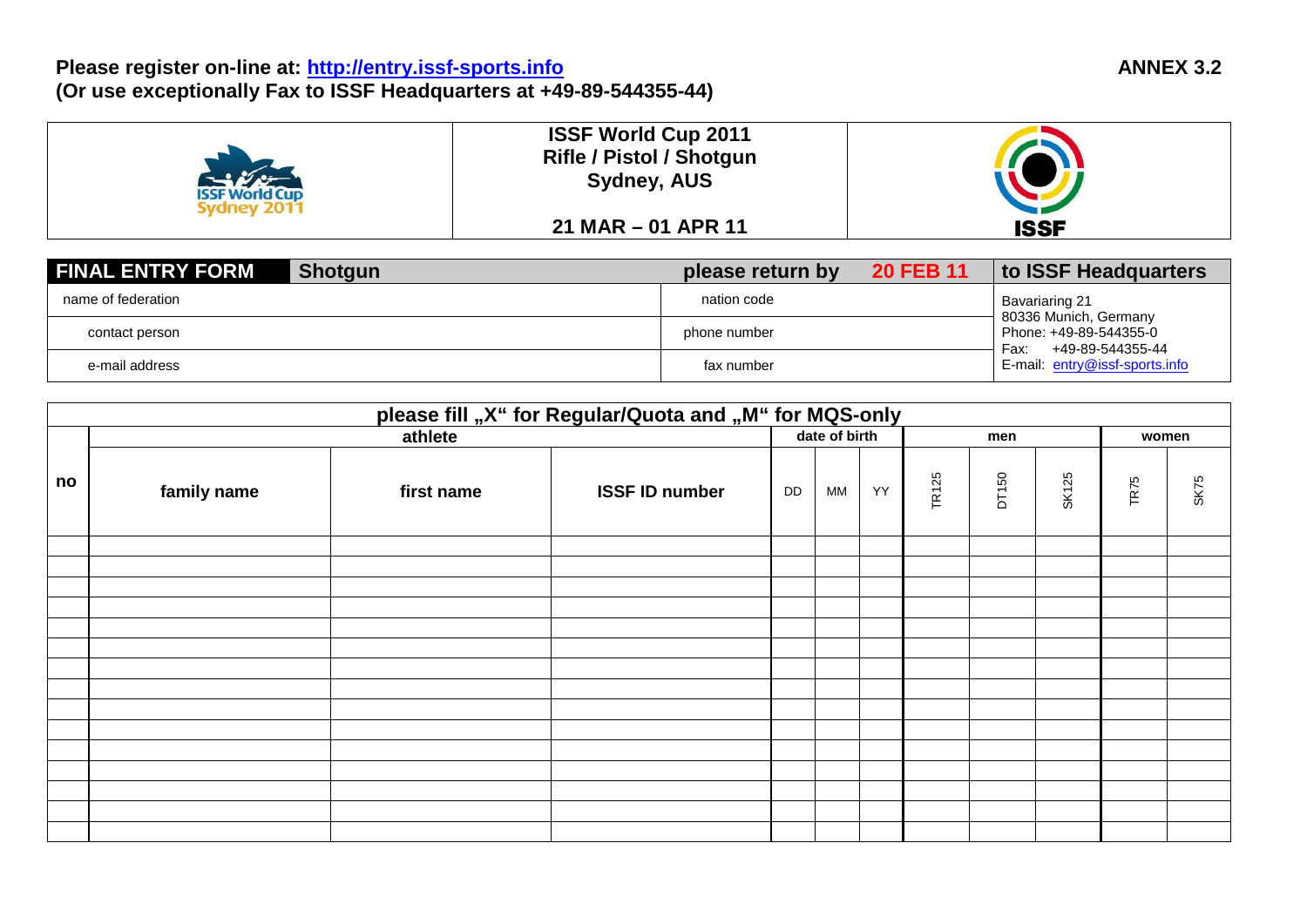**Please register on-line at: http://entry.issf-sports.info** **ANNEX 3.2**
**(Or use exceptionally Fax to ISSF Headquarters at +49-89-544355-44)**

| | **ISSF World Cup 2011 Rifle / Pistol / Shotgun Sydney, AUS** <br> **21 MAR – 01 APR 11** | ISSF |
|---|---|---|

| **FINAL ENTRY FORM** | **Shotgun** | **please return by** **20 FEB 11** | **to ISSF Headquarters** |
|---|---|---|---|
| name of federation | | nation code | Bavariaring 21 |
| contact person | | phone number | 80336 Munich, Germany <br> Phone: +49-89-544355-0 <br> Fax: +49-89-544355-44 |
| e-mail address | | fax number | E-mail: entry@issf-sports.info |

**please fill „X" for Regular/Quota and „M" for MQS-only**

| no | athlete | | | date of birth | | | men | | | women | |
|---|---|---|---|---|---|---|---|---|---|---|---|
| | **family name** | **first name** | **ISSF ID number** | DD | MM | YY | TR125 | DT150 | SK125 | TR75 | SK75 |
| | | | | | | | | | | | |
| | | | | | | | | | | | |
| | | | | | | | | | | | |
| | | | | | | | | | | | |
| | | | | | | | | | | | |
| | | | | | | | | | | | |
| | | | | | | | | | | | |
| | | | | | | | | | | | |
| | | | | | | | | | | | |
| | | | | | | | | | | | |
| | | | | | | | | | | | |
| | | | | | | | | | | | |
| | | | | | | | | | | | |
| | | | | | | | | | | | |
| | | | | | | | | | | | |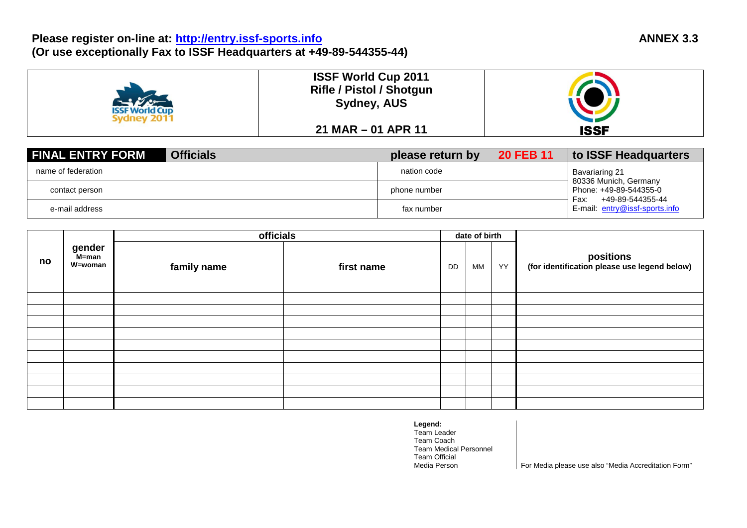**Please register on-line at: http://entry.issf-sports.info** **ANNEX 3.3**
**(Or use exceptionally Fax to ISSF Headquarters at +49-89-544355-44)**

| ISSF World Cup Sydney 2011 | **ISSF World Cup 2011**<br>**Rifle / Pistol / Shotgun**<br>**Sydney, AUS**<br><br>**21 MAR – 01 APR 11** | ISSF |
|---|---|---|

| **FINAL ENTRY FORM** **Officials** | **please return by** **20 FEB 11** | **to ISSF Headquarters** |
|---|---|---|
| name of federation | nation code | Bavariaring 21<br>80336 Munich, Germany<br>Phone: +49-89-544355-0<br>Fax: +49-89-544355-44<br>E-mail: entry@issf-sports.info |
| contact person | phone number | |
| e-mail address | fax number | |

| no | gender M=man W=woman | officials | | date of birth | | | positions (for identification please use legend below) |
|---|---|---|---|---|---|---|---|
| | | **family name** | **first name** | DD | MM | YY | |
| | | | | | | | |
| | | | | | | | |
| | | | | | | | |
| | | | | | | | |
| | | | | | | | |
| | | | | | | | |
| | | | | | | | |
| | | | | | | | |
| | | | | | | | |
| | | | | | | | |

**Legend:**
Team Leader
Team Coach
Team Medical Personnel
Team Official
Media Person

For Media please use also "Media Accreditation Form"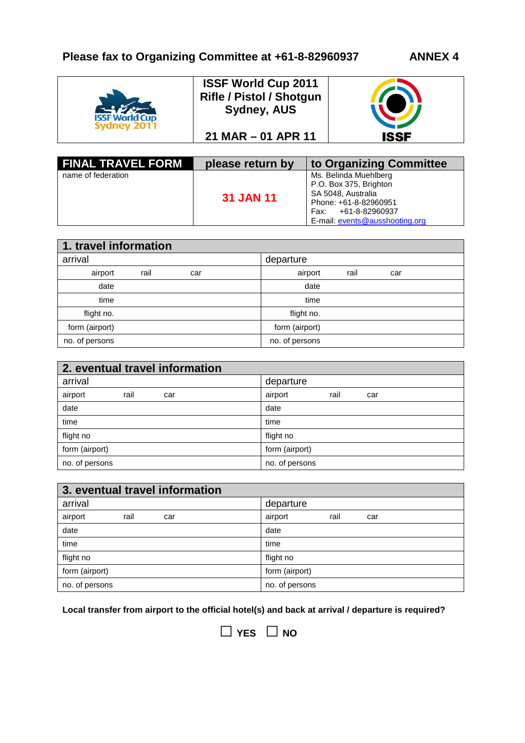**Please fax to Organizing Committee at +61-8-82960937** **ANNEX 4**

| | ISSF World Cup 2011<br>Rifle / Pistol / Shotgun<br>Sydney, AUS<br><br>21 MAR – 01 APR 11 | |
|---|---|---|

| FINAL TRAVEL FORM | please return by | to Organizing Committee |
|---|---|---|
| name of federation | **31 JAN 11** | Ms. Belinda Muehlberg<br>P.O. Box 375, Brighton<br>SA 5048, Australia<br>Phone: +61-8-82960951<br>Fax: +61-8-82960937<br>E-mail: events@ausshooting.org |

| 1. travel information | |
|---|---|
| arrival | departure |
| airport rail car | airport rail car |
| date | date |
| time | time |
| flight no. | flight no. |
| form (airport) | form (airport) |
| no. of persons | no. of persons |

| 2. eventual travel information | |
|---|---|
| arrival | departure |
| airport rail car | airport rail car |
| date | date |
| time | time |
| flight no | flight no |
| form (airport) | form (airport) |
| no. of persons | no. of persons |

| 3. eventual travel information | |
|---|---|
| arrival | departure |
| airport rail car | airport rail car |
| date | date |
| time | time |
| flight no | flight no |
| form (airport) | form (airport) |
| no. of persons | no. of persons |

**Local transfer from airport to the official hotel(s) and back at arrival / departure is required?**

☐ **YES** ☐ **NO**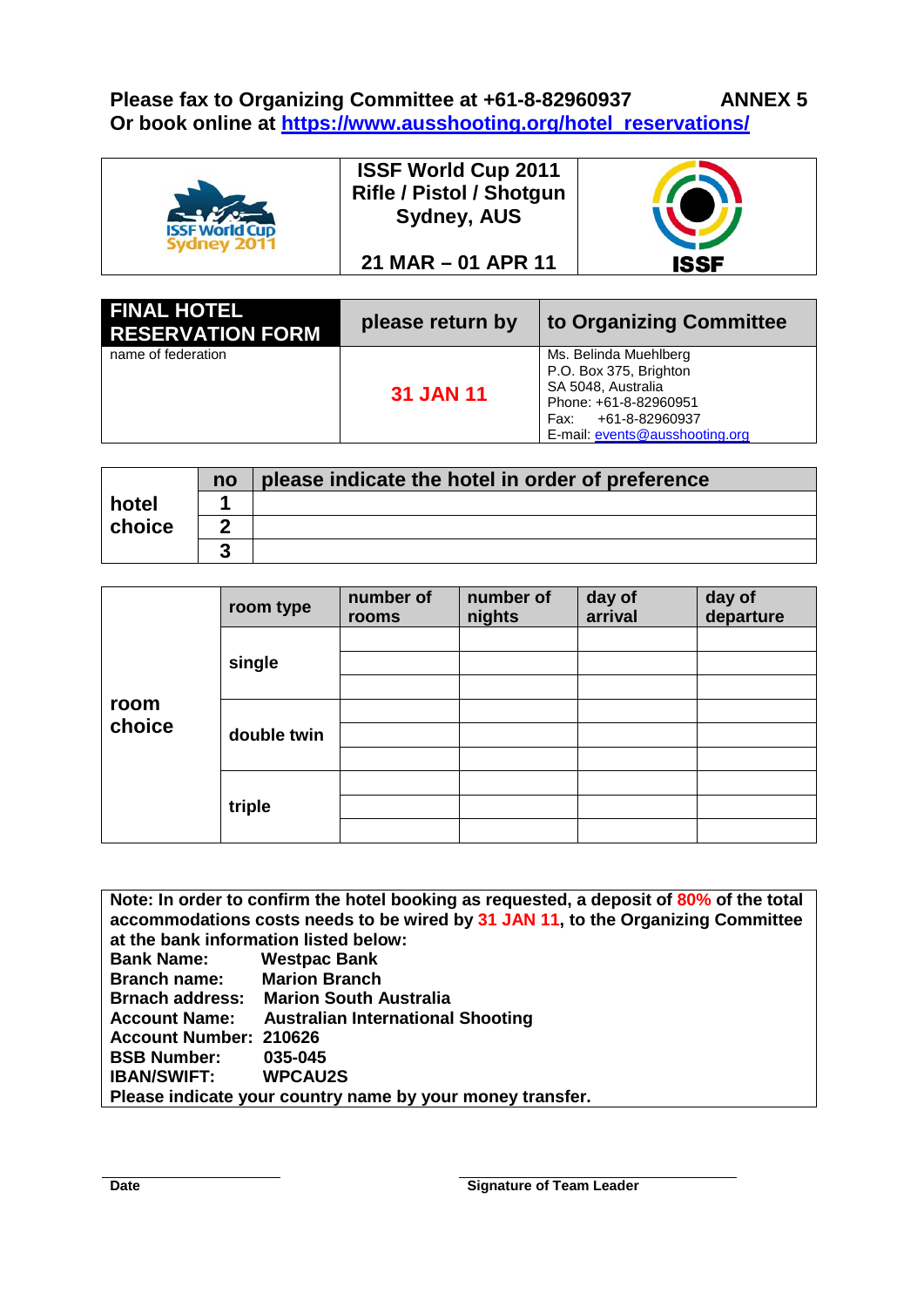**Please fax to Organizing Committee at +61-8-82960937** **ANNEX 5**
**Or book online at https://www.ausshooting.org/hotel_reservations/**

| ISSF World Cup Sydney 2011 | **ISSF World Cup 2011 Rifle / Pistol / Shotgun Sydney, AUS** **21 MAR – 01 APR 11** | ISSF |
|---|---|---|

| **FINAL HOTEL RESERVATION FORM** | **please return by** | **to Organizing Committee** |
|---|---|---|
| name of federation | **31 JAN 11** | Ms. Belinda Muehlberg<br>P.O. Box 375, Brighton<br>SA 5048, Australia<br>Phone: +61-8-82960951<br>Fax: +61-8-82960937<br>E-mail: events@ausshooting.org |

| | **no** | **please indicate the hotel in order of preference** |
|---|---|---|
| **hotel choice** | **1** | |
| | **2** | |
| | **3** | |

| | **room type** | **number of rooms** | **number of nights** | **day of arrival** | **day of departure** |
|---|---|---|---|---|---|
| **room choice** | **single** | | | | |
| | | | | | |
| | | | | | |
| | **double twin** | | | | |
| | | | | | |
| | | | | | |
| | **triple** | | | | |
| | | | | | |
| | | | | | |

**Note: In order to confirm the hotel booking as requested, a deposit of 80% of the total accommodations costs needs to be wired by 31 JAN 11, to the Organizing Committee at the bank information listed below:**
**Bank Name: Westpac Bank**
**Branch name: Marion Branch**
**Brnach address: Marion South Australia**
**Account Name: Australian International Shooting**
**Account Number: 210626**
**BSB Number: 035-045**
**IBAN/SWIFT: WPCAU2S**
**Please indicate your country name by your money transfer.**

**Date** **Signature of Team Leader**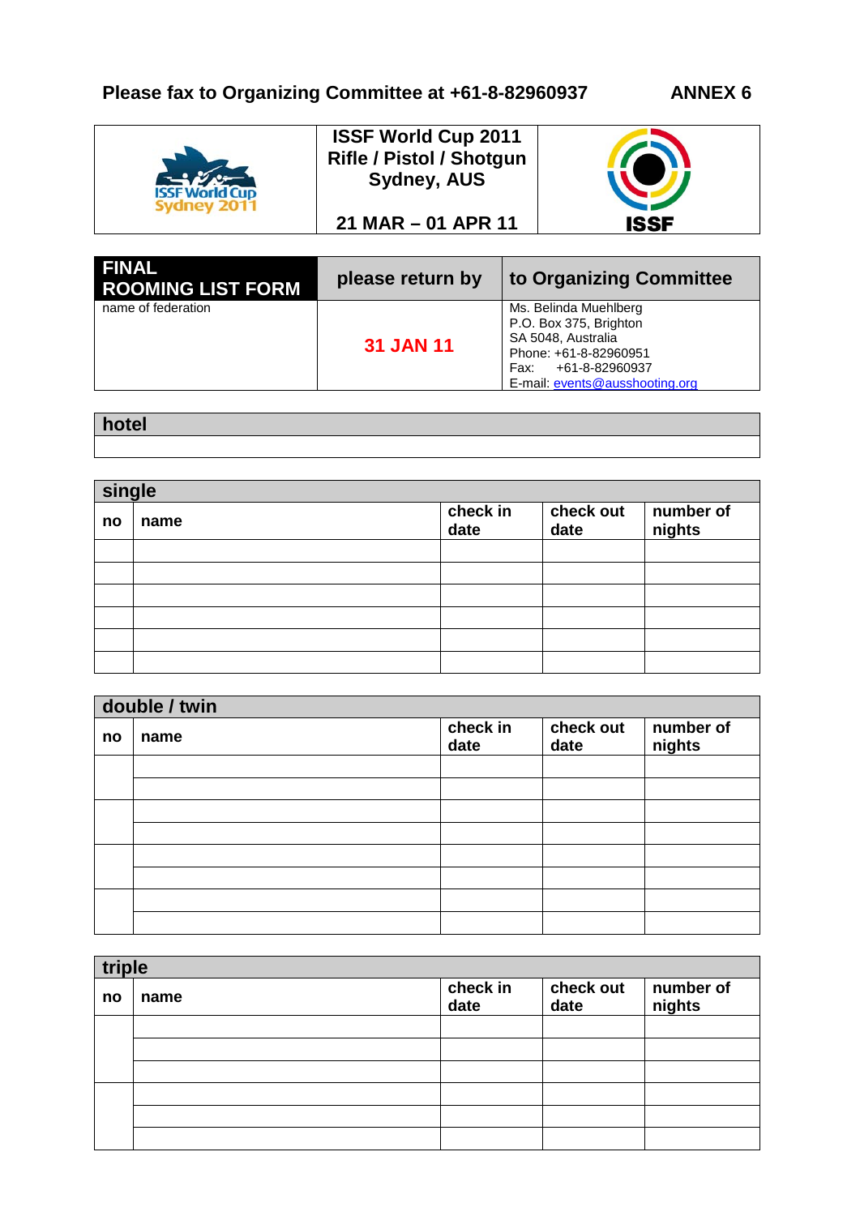**Please fax to Organizing Committee at +61-8-82960937** **ANNEX 6**

| | ISSF World Cup 2011<br>Rifle / Pistol / Shotgun<br>Sydney, AUS<br><br>21 MAR – 01 APR 11 | ISSF |
|---|---|---|

| FINAL ROOMING LIST FORM | please return by | to Organizing Committee |
|---|---|---|
| name of federation | **31 JAN 11** | Ms. Belinda Muehlberg<br>P.O. Box 375, Brighton<br>SA 5048, Australia<br>Phone: +61-8-82960951<br>Fax: +61-8-82960937<br>E-mail: events@ausshooting.org |

| hotel |
|---|
| |

| single | | | | |
|---|---|---|---|---|
| **no** | **name** | **check in date** | **check out date** | **number of nights** |
| | | | | |
| | | | | |
| | | | | |
| | | | | |
| | | | | |
| | | | | |

| double / twin | | | | |
|---|---|---|---|---|
| **no** | **name** | **check in date** | **check out date** | **number of nights** |
| | | | | |
| | | | | |
| | | | | |
| | | | | |
| | | | | |
| | | | | |
| | | | | |
| | | | | |

| triple | | | | |
|---|---|---|---|---|
| **no** | **name** | **check in date** | **check out date** | **number of nights** |
| | | | | |
| | | | | |
| | | | | |
| | | | | |
| | | | | |
| | | | | |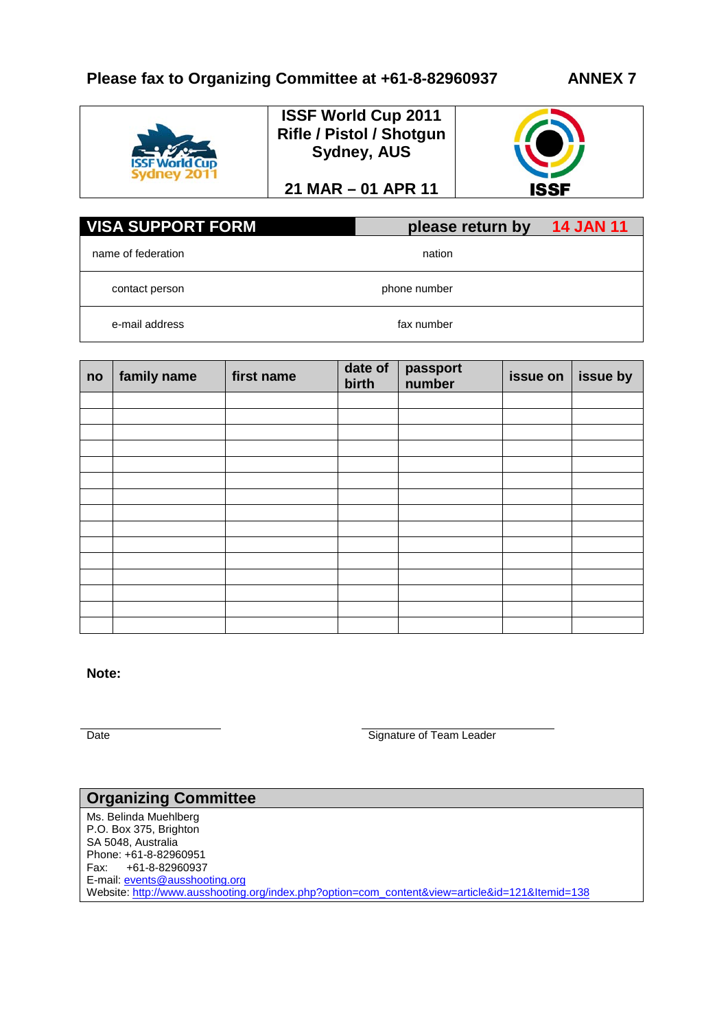**Please fax to Organizing Committee at +61-8-82960937** **ANNEX 7**

| | ISSF World Cup 2011<br>Rifle / Pistol / Shotgun<br>Sydney, AUS<br><br>21 MAR – 01 APR 11 | |
|---|---|---|

## VISA SUPPORT FORM

**please return by 14 JAN 11**

| | |
|---|---|
| name of federation | nation |
| contact person | phone number |
| e-mail address | fax number |

| no | family name | first name | date of birth | passport number | issue on | issue by |
|---|---|---|---|---|---|---|
| | | | | | | |
| | | | | | | |
| | | | | | | |
| | | | | | | |
| | | | | | | |
| | | | | | | |
| | | | | | | |
| | | | | | | |
| | | | | | | |
| | | | | | | |
| | | | | | | |
| | | | | | | |
| | | | | | | |
| | | | | | | |
| | | | | | | |

**Note:**

Date

Signature of Team Leader

## Organizing Committee

Ms. Belinda Muehlberg
P.O. Box 375, Brighton
SA 5048, Australia
Phone: +61-8-82960951
Fax: +61-8-82960937
E-mail: events@ausshooting.org
Website: http://www.ausshooting.org/index.php?option=com_content&view=article&id=121&Itemid=138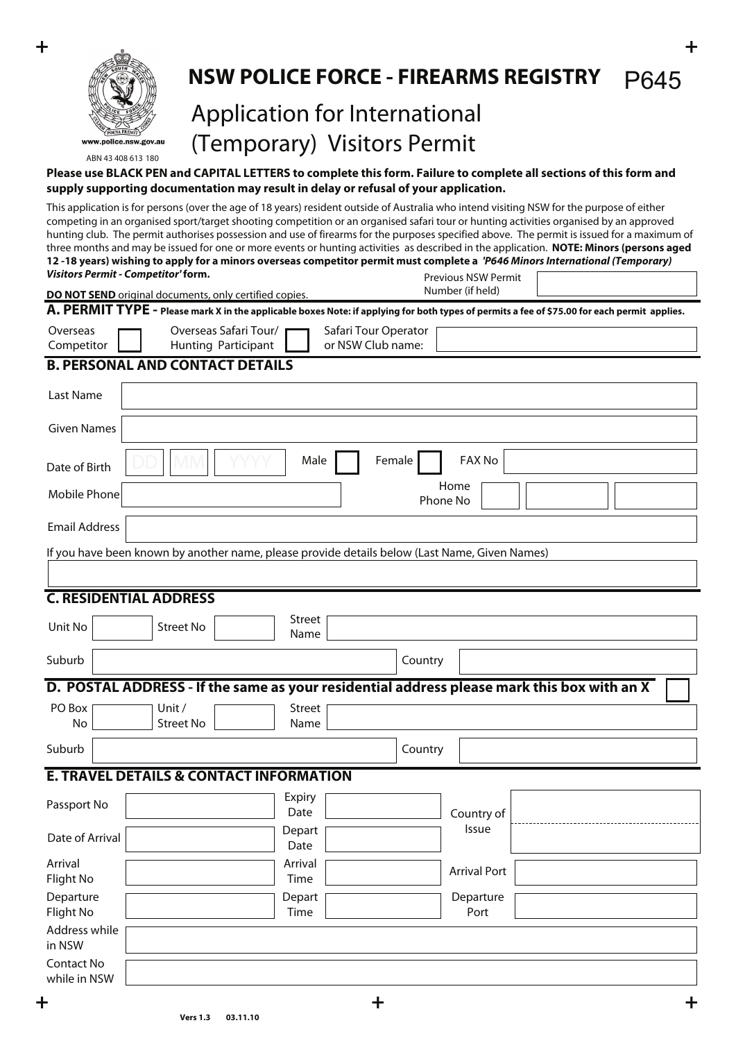# NSW POLICE FORCE - FIREARMS REGISTRY

P645

## Application for International (Temporary) Visitors Permit

www.police.nsw.gov.au

ABN 43 408 613 180

**Please use BLACK PEN and CAPITAL LETTERS to complete this form. Failure to complete all sections of this form and supply supporting documentation may result in delay or refusal of your application.**

This application is for persons (over the age of 18 years) resident outside of Australia who intend visiting NSW for the purpose of either competing in an organised sport/target shooting competition or an organised safari tour or hunting activities organised by an approved hunting club. The permit authorises possession and use of firearms for the purposes specified above. The permit is issued for a maximum of three months and may be issued for one or more events or hunting activities as described in the application. **NOTE: Minors (persons aged 12 -18 years) wishing to apply for a minors overseas competitor permit must complete a *'P646 Minors International (Temporary) Visitors Permit - Competitor'* form.**

Previous NSW Permit Number (if held) ______

**DO NOT SEND** original documents, only certified copies.

## A. PERMIT TYPE - Please mark X in the applicable boxes Note: if applying for both types of permits a fee of $75.00 for each permit applies.

| Overseas Competitor | ☐ | Overseas Safari Tour/ Hunting Participant | ☐ | Safari Tour Operator or NSW Club name: | |
|---|---|---|---|---|---|

## B. PERSONAL AND CONTACT DETAILS

| Last Name | | | | | |
|---|---|---|---|---|---|
| Given Names | | | | | |
| Date of Birth | DD MM YYYY | Male ☐ | Female ☐ | FAX No | |
| Mobile Phone | | | | Home Phone No | |
| Email Address | | | | | |

If you have been known by another name, please provide details below (Last Name, Given Names)

______

## C. RESIDENTIAL ADDRESS

| Unit No | | Street No | | Street Name | |
|---|---|---|---|---|---|
| Suburb | | | | Country | |

## D. POSTAL ADDRESS - If the same as your residential address please mark this box with an X ☐

| PO Box No | | Unit / Street No | | Street Name | |
|---|---|---|---|---|---|
| Suburb | | | | Country | |

## E. TRAVEL DETAILS & CONTACT INFORMATION

| Passport No | | Expiry Date | | Country of Issue | |
|---|---|---|---|---|---|
| Date of Arrival | | Depart Date | | | |
| Arrival Flight No | | Arrival Time | | Arrival Port | |
| Departure Flight No | | Depart Time | | Departure Port | |
| Address while in NSW | | | | | |
| Contact No while in NSW | | | | | |

Vers 1.3 03.11.10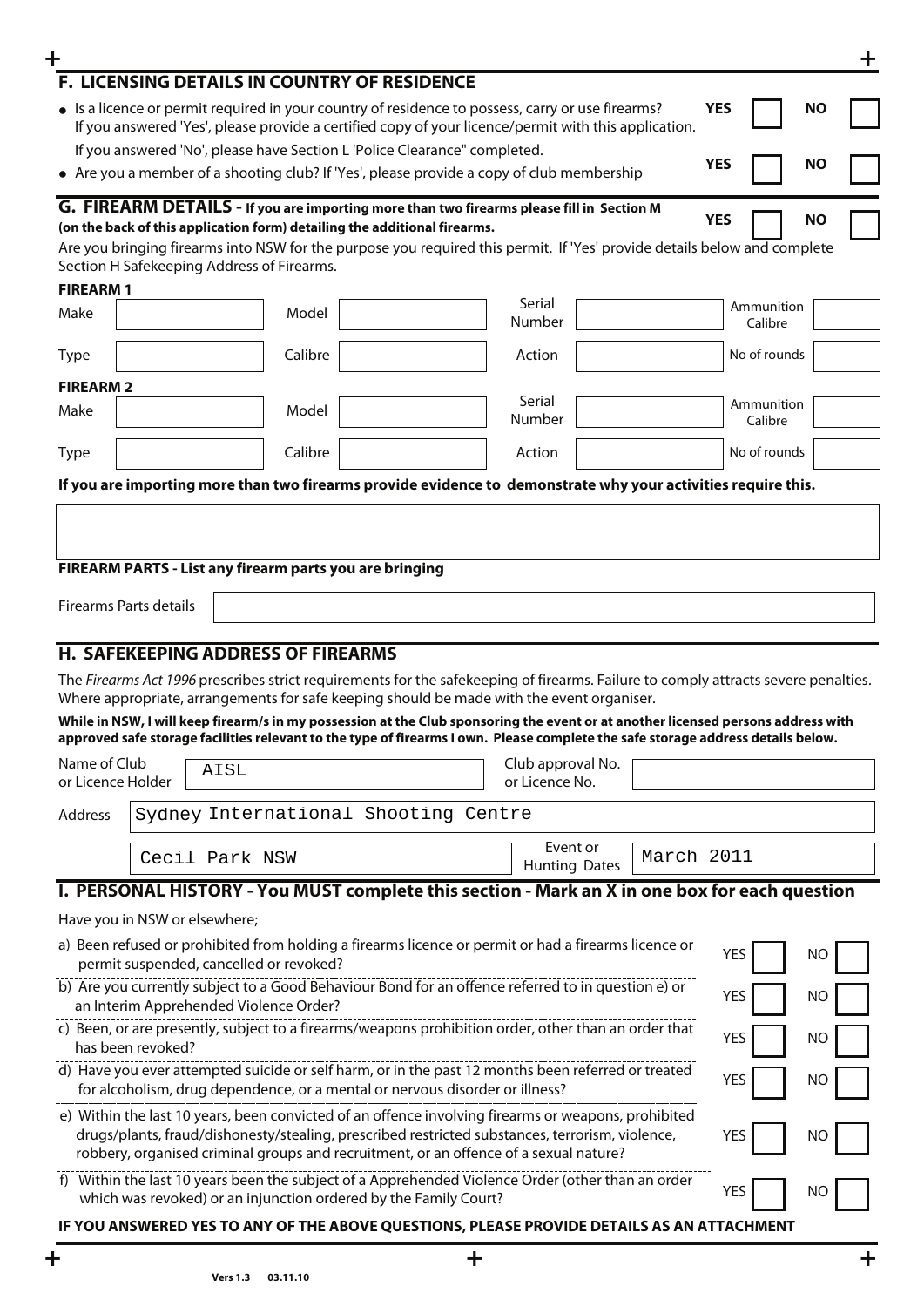## F. LICENSING DETAILS IN COUNTRY OF RESIDENCE

- Is a licence or permit required in your country of residence to possess, carry or use firearms? **YES** ☐ **NO** ☐
  If you answered 'Yes', please provide a certified copy of your licence/permit with this application.
  If you answered 'No', please have Section L 'Police Clearance" completed.
- Are you a member of a shooting club? If 'Yes', please provide a copy of club membership **YES** ☐ **NO** ☐

## G. FIREARM DETAILS - If you are importing more than two firearms please fill in Section M (on the back of this application form) detailing the additional firearms.

**YES** ☐ **NO** ☐

Are you bringing firearms into NSW for the purpose you required this permit. If 'Yes' provide details below and complete Section H Safekeeping Address of Firearms.

**FIREARM 1**

| Make | | Model | | Serial Number | | Ammunition Calibre | |
|---|---|---|---|---|---|---|---|
| Type | | Calibre | | Action | | No of rounds | |

**FIREARM 2**

| Make | | Model | | Serial Number | | Ammunition Calibre | |
|---|---|---|---|---|---|---|---|
| Type | | Calibre | | Action | | No of rounds | |

**If you are importing more than two firearms provide evidence to demonstrate why your activities require this.**

**FIREARM PARTS - List any firearm parts you are bringing**

Firearms Parts details

## H. SAFEKEEPING ADDRESS OF FIREARMS

The *Firearms Act 1996* prescribes strict requirements for the safekeeping of firearms. Failure to comply attracts severe penalties. Where appropriate, arrangements for safe keeping should be made with the event organiser.

**While in NSW, I will keep firearm/s in my possession at the Club sponsoring the event or at another licensed persons address with approved safe storage facilities relevant to the type of firearms I own. Please complete the safe storage address details below.**

| Name of Club or Licence Holder | AISL | Club approval No. or Licence No. | |
|---|---|---|---|
| Address | Sydney International Shooting Centre | | |
| | Cecil Park NSW | Event or Hunting Dates | March 2011 |

## I. PERSONAL HISTORY - You MUST complete this section - Mark an X in one box for each question

Have you in NSW or elsewhere;

a) Been refused or prohibited from holding a firearms licence or permit or had a firearms licence or permit suspended, cancelled or revoked? YES ☐ NO ☐

b) Are you currently subject to a Good Behaviour Bond for an offence referred to in question e) or an Interim Apprehended Violence Order? YES ☐ NO ☐

c) Been, or are presently, subject to a firearms/weapons prohibition order, other than an order that has been revoked? YES ☐ NO ☐

d) Have you ever attempted suicide or self harm, or in the past 12 months been referred or treated for alcoholism, drug dependence, or a mental or nervous disorder or illness? YES ☐ NO ☐

e) Within the last 10 years, been convicted of an offence involving firearms or weapons, prohibited drugs/plants, fraud/dishonesty/stealing, prescribed restricted substances, terrorism, violence, robbery, organised criminal groups and recruitment, or an offence of a sexual nature? YES ☐ NO ☐

f) Within the last 10 years been the subject of a Apprehended Violence Order (other than an order which was revoked) or an injunction ordered by the Family Court? YES ☐ NO ☐

**IF YOU ANSWERED YES TO ANY OF THE ABOVE QUESTIONS, PLEASE PROVIDE DETAILS AS AN ATTACHMENT**

**Vers 1.3 03.11.10**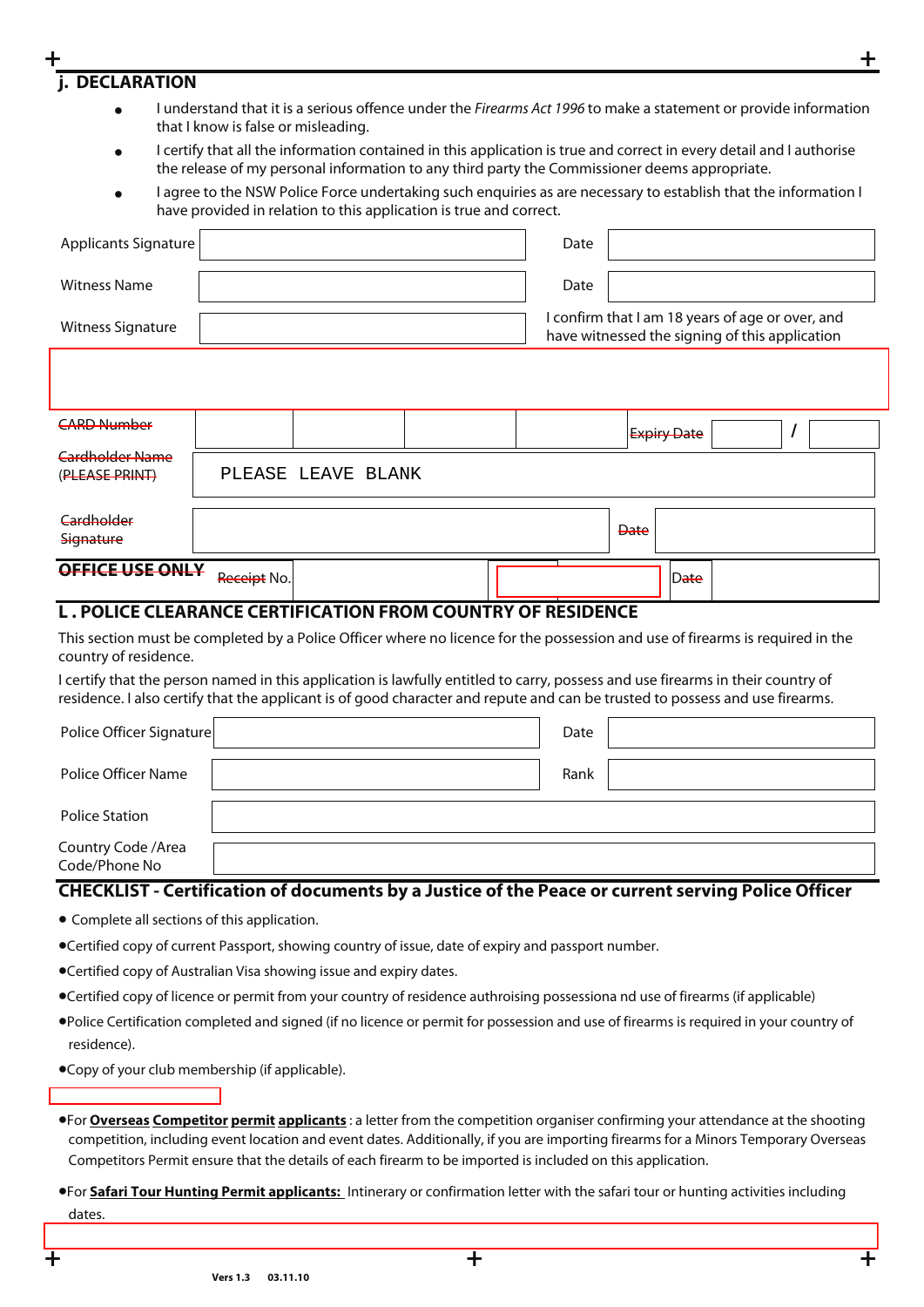## j. DECLARATION

- I understand that it is a serious offence under the *Firearms Act 1996* to make a statement or provide information that I know is false or misleading.
- I certify that all the information contained in this application is true and correct in every detail and I authorise the release of my personal information to any third party the Commissioner deems appropriate.
- I agree to the NSW Police Force undertaking such enquiries as are necessary to establish that the information I have provided in relation to this application is true and correct.

| | | | |
|---|---|---|---|
| Applicants Signature | | Date | |
| Witness Name | | Date | |
| Witness Signature | | I confirm that I am 18 years of age or over, and have witnessed the signing of this application | |

| | | | | | | | |
|---|---|---|---|---|---|---|---|
| ~~CARD Number~~ | | | | | ~~Expiry Date~~ | | / |
| ~~Cardholder Name (PLEASE PRINT)~~ | PLEASE LEAVE BLANK | | | | | | |
| ~~Cardholder Signature~~ | | | | | ~~Date~~ | | |
| ~~**OFFICE USE ONLY**~~ | ~~Receipt~~ No. | | | | ~~Date~~ | | |

## L . POLICE CLEARANCE CERTIFICATION FROM COUNTRY OF RESIDENCE

This section must be completed by a Police Officer where no licence for the possession and use of firearms is required in the country of residence.

I certify that the person named in this application is lawfully entitled to carry, possess and use firearms in their country of residence. I also certify that the applicant is of good character and repute and can be trusted to possess and use firearms.

| | | | |
|---|---|---|---|
| Police Officer Signature | | Date | |
| Police Officer Name | | Rank | |
| Police Station | | | |
| Country Code /Area Code/Phone No | | | |

## CHECKLIST - Certification of documents by a Justice of the Peace or current serving Police Officer

- Complete all sections of this application.
- Certified copy of current Passport, showing country of issue, date of expiry and passport number.
- Certified copy of Australian Visa showing issue and expiry dates.
- Certified copy of licence or permit from your country of residence authroising possessiona nd use of firearms (if applicable)
- Police Certification completed and signed (if no licence or permit for possession and use of firearms is required in your country of residence).
- Copy of your club membership (if applicable).

- For **Overseas Competitor permit applicants** : a letter from the competition organiser confirming your attendance at the shooting competition, including event location and event dates. Additionally, if you are importing firearms for a Minors Temporary Overseas Competitors Permit ensure that the details of each firearm to be imported is included on this application.
- For **Safari Tour Hunting Permit applicants:** Intinerary or confirmation letter with the safari tour or hunting activities including dates.

Vers 1.3 03.11.10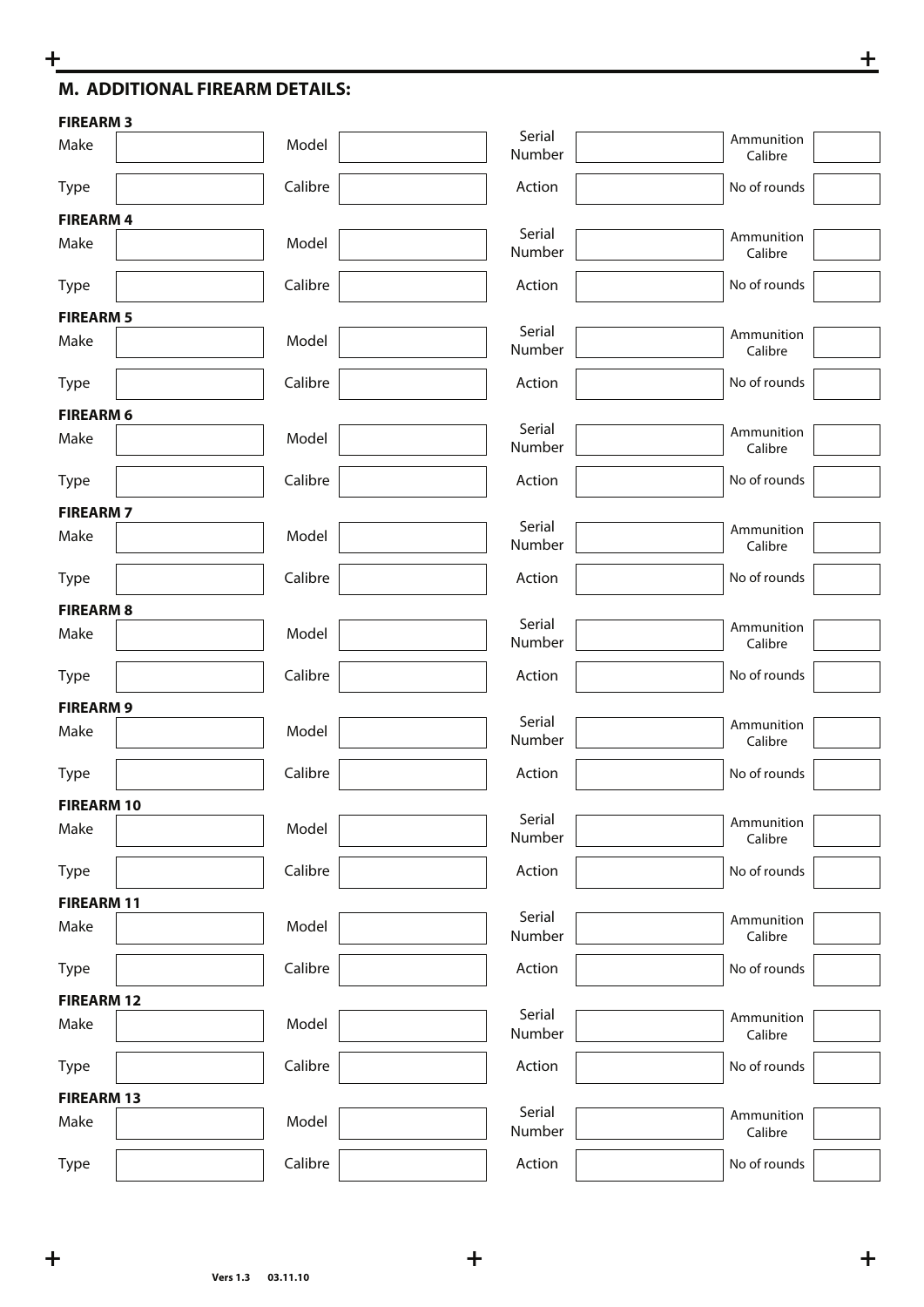## M. ADDITIONAL FIREARM DETAILS:

**FIREARM 3**

| Make | | Model | | Serial Number | | Ammunition Calibre | |
|---|---|---|---|---|---|---|---|
| Type | | Calibre | | Action | | No of rounds | |

**FIREARM 4**

| Make | | Model | | Serial Number | | Ammunition Calibre | |
|---|---|---|---|---|---|---|---|
| Type | | Calibre | | Action | | No of rounds | |

**FIREARM 5**

| Make | | Model | | Serial Number | | Ammunition Calibre | |
|---|---|---|---|---|---|---|---|
| Type | | Calibre | | Action | | No of rounds | |

**FIREARM 6**

| Make | | Model | | Serial Number | | Ammunition Calibre | |
|---|---|---|---|---|---|---|---|
| Type | | Calibre | | Action | | No of rounds | |

**FIREARM 7**

| Make | | Model | | Serial Number | | Ammunition Calibre | |
|---|---|---|---|---|---|---|---|
| Type | | Calibre | | Action | | No of rounds | |

**FIREARM 8**

| Make | | Model | | Serial Number | | Ammunition Calibre | |
|---|---|---|---|---|---|---|---|
| Type | | Calibre | | Action | | No of rounds | |

**FIREARM 9**

| Make | | Model | | Serial Number | | Ammunition Calibre | |
|---|---|---|---|---|---|---|---|
| Type | | Calibre | | Action | | No of rounds | |

**FIREARM 10**

| Make | | Model | | Serial Number | | Ammunition Calibre | |
|---|---|---|---|---|---|---|---|
| Type | | Calibre | | Action | | No of rounds | |

**FIREARM 11**

| Make | | Model | | Serial Number | | Ammunition Calibre | |
|---|---|---|---|---|---|---|---|
| Type | | Calibre | | Action | | No of rounds | |

**FIREARM 12**

| Make | | Model | | Serial Number | | Ammunition Calibre | |
|---|---|---|---|---|---|---|---|
| Type | | Calibre | | Action | | No of rounds | |

**FIREARM 13**

| Make | | Model | | Serial Number | | Ammunition Calibre | |
|---|---|---|---|---|---|---|---|
| Type | | Calibre | | Action | | No of rounds | |

**Vers 1.3 03.11.10**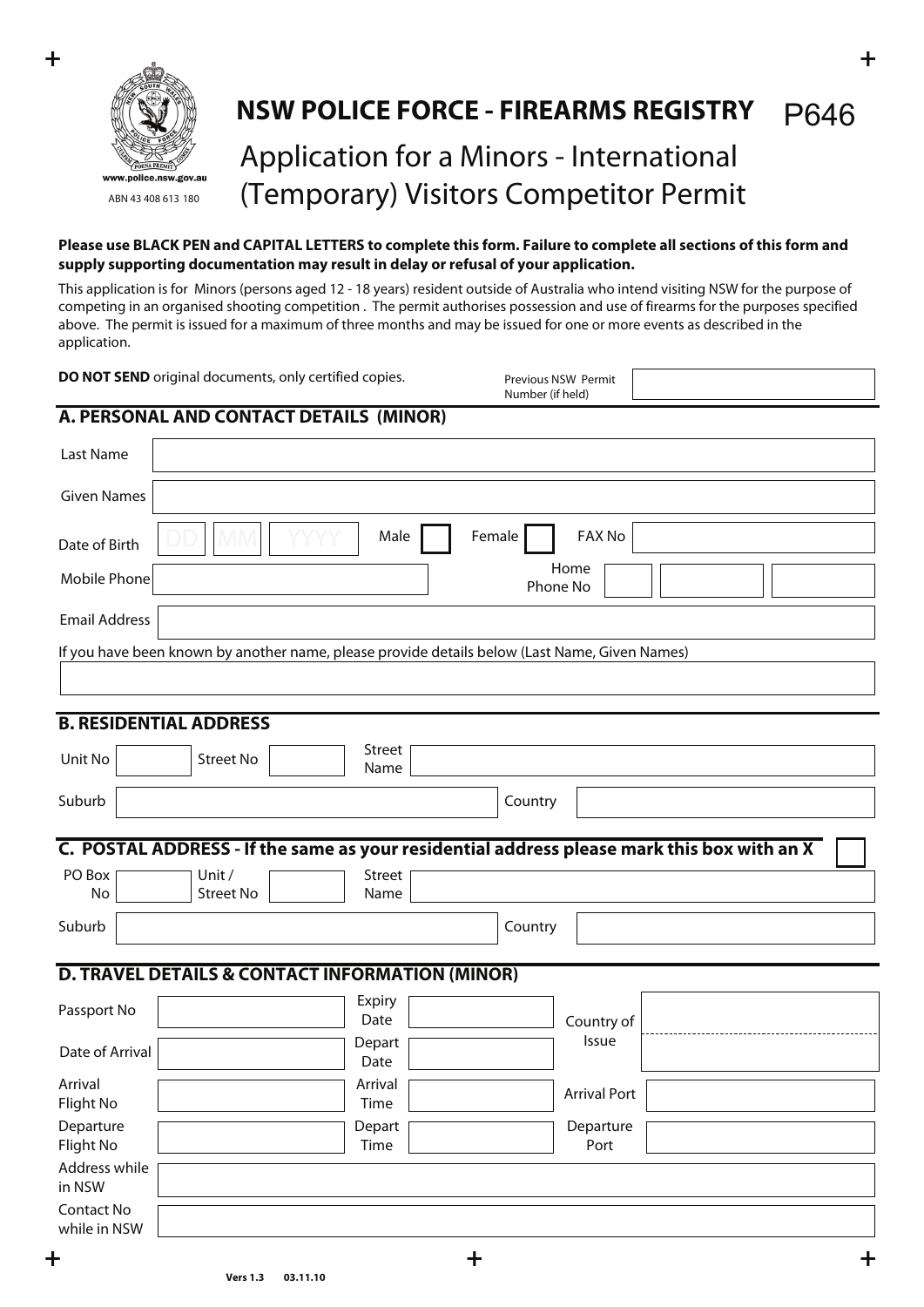# NSW POLICE FORCE - FIREARMS REGISTRY

P646

## Application for a Minors - International (Temporary) Visitors Competitor Permit

www.police.nsw.gov.au

ABN 43 408 613 180

**Please use BLACK PEN and CAPITAL LETTERS to complete this form. Failure to complete all sections of this form and supply supporting documentation may result in delay or refusal of your application.**

This application is for Minors (persons aged 12 - 18 years) resident outside of Australia who intend visiting NSW for the purpose of competing in an organised shooting competition . The permit authorises possession and use of firearms for the purposes specified above. The permit is issued for a maximum of three months and may be issued for one or more events as described in the application.

**DO NOT SEND** original documents, only certified copies.

Previous NSW Permit Number (if held)

### A. PERSONAL AND CONTACT DETAILS (MINOR)

| | |
|---|---|
| Last Name | |
| Given Names | |
| Date of Birth | DD MM YYYY |
| Male | |
| Female | |
| FAX No | |
| Mobile Phone | |
| Home Phone No | |
| Email Address | |

If you have been known by another name, please provide details below (Last Name, Given Names)

### B. RESIDENTIAL ADDRESS

| | |
|---|---|
| Unit No | |
| Street No | |
| Street Name | |
| Suburb | |
| Country | |

### C. POSTAL ADDRESS - If the same as your residential address please mark this box with an X

| | |
|---|---|
| PO Box No | |
| Unit / Street No | |
| Street Name | |
| Suburb | |
| Country | |

### D. TRAVEL DETAILS & CONTACT INFORMATION (MINOR)

| | | | | | |
|---|---|---|---|---|---|
| Passport No | | Expiry Date | | Country of Issue | |
| Date of Arrival | | Depart Date | | | |
| Arrival Flight No | | Arrival Time | | Arrival Port | |
| Departure Flight No | | Depart Time | | Departure Port | |
| Address while in NSW | | | | | |
| Contact No while in NSW | | | | | |

Vers 1.3 03.11.10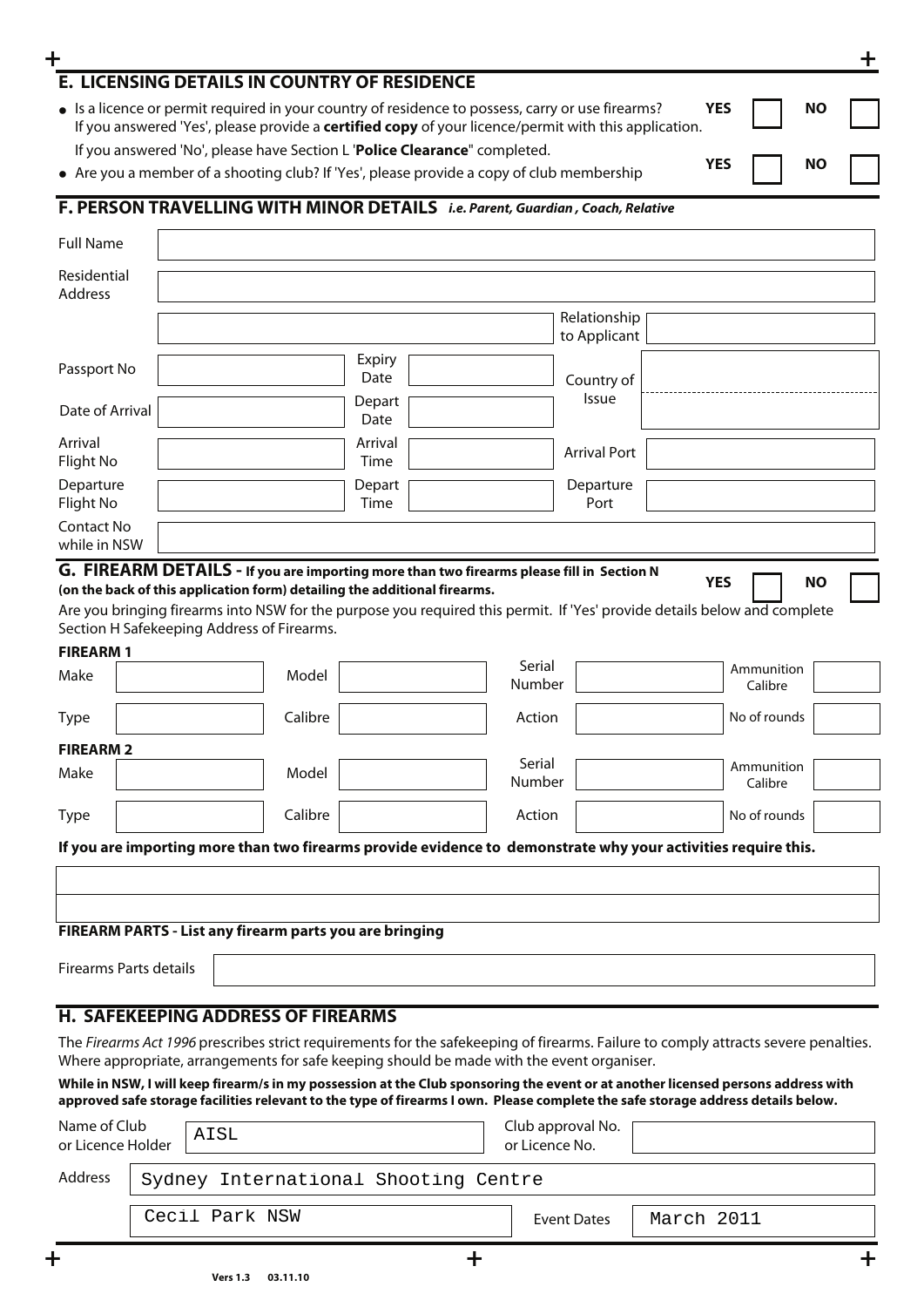## E. LICENSING DETAILS IN COUNTRY OF RESIDENCE

- Is a licence or permit required in your country of residence to possess, carry or use firearms? **YES** ☐ **NO** ☐
  If you answered 'Yes', please provide a **certified copy** of your licence/permit with this application.
  If you answered 'No', please have Section L '**Police Clearance**" completed.
- Are you a member of a shooting club? If 'Yes', please provide a copy of club membership **YES** ☐ **NO** ☐

## F. PERSON TRAVELLING WITH MINOR DETAILS *i.e. Parent, Guardian , Coach, Relative*

| | | | | | |
|---|---|---|---|---|---|
| Full Name | | | | | |
| Residential Address | | | | | |
| | | | | Relationship to Applicant | |
| Passport No | | Expiry Date | | Country of Issue | |
| Date of Arrival | | Depart Date | | | |
| Arrival Flight No | | Arrival Time | | Arrival Port | |
| Departure Flight No | | Depart Time | | Departure Port | |
| Contact No while in NSW | | | | | |

## G. FIREARM DETAILS - If you are importing more than two firearms please fill in Section N (on the back of this application form) detailing the additional firearms.

**YES** ☐ **NO** ☐

Are you bringing firearms into NSW for the purpose you required this permit. If 'Yes' provide details below and complete Section H Safekeeping Address of Firearms.

**FIREARM 1**

| | | | | | | | |
|---|---|---|---|---|---|---|---|
| Make | | Model | | Serial Number | | Ammunition Calibre | |
| Type | | Calibre | | Action | | No of rounds | |

**FIREARM 2**

| | | | | | | | |
|---|---|---|---|---|---|---|---|
| Make | | Model | | Serial Number | | Ammunition Calibre | |
| Type | | Calibre | | Action | | No of rounds | |

**If you are importing more than two firearms provide evidence to demonstrate why your activities require this.**

**FIREARM PARTS - List any firearm parts you are bringing**

Firearms Parts details

## H. SAFEKEEPING ADDRESS OF FIREARMS

The *Firearms Act 1996* prescribes strict requirements for the safekeeping of firearms. Failure to comply attracts severe penalties. Where appropriate, arrangements for safe keeping should be made with the event organiser.

**While in NSW, I will keep firearm/s in my possession at the Club sponsoring the event or at another licensed persons address with approved safe storage facilities relevant to the type of firearms I own. Please complete the safe storage address details below.**

| | | | |
|---|---|---|---|
| Name of Club or Licence Holder | AISL | Club approval No. or Licence No. | |
| Address | Sydney International Shooting Centre | | |
| | Cecil Park NSW | Event Dates | March 2011 |

Vers 1.3 03.11.10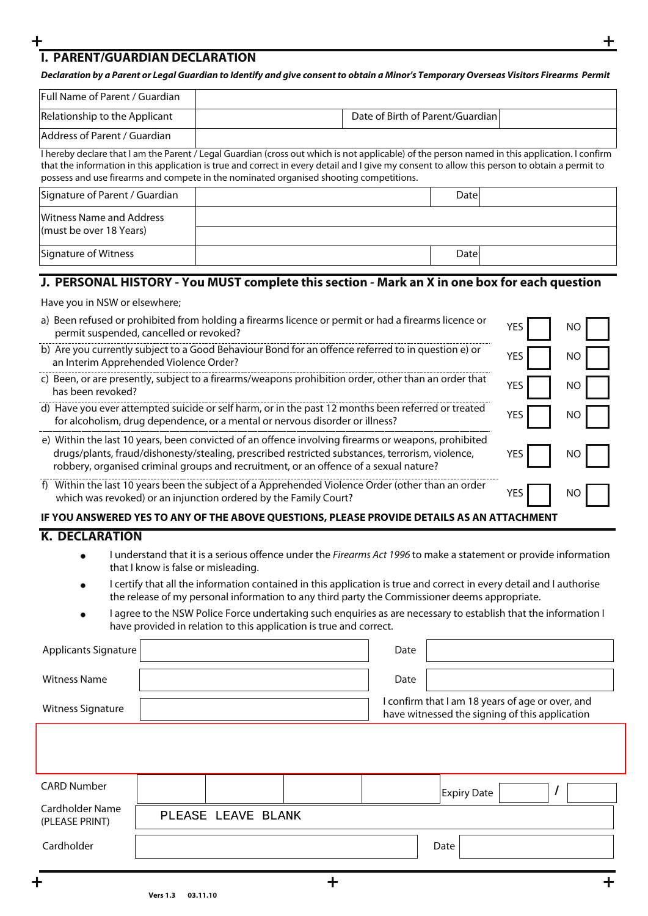## I. PARENT/GUARDIAN DECLARATION

***Declaration by a Parent or Legal Guardian to Identify and give consent to obtain a Minor's Temporary Overseas Visitors Firearms Permit***

| Full Name of Parent / Guardian | | | |
|---|---|---|---|
| Relationship to the Applicant | | Date of Birth of Parent/Guardian | |
| Address of Parent / Guardian | | | |

I hereby declare that I am the Parent / Legal Guardian (cross out which is not applicable) of the person named in this application. I confirm that the information in this application is true and correct in every detail and I give my consent to allow this person to obtain a permit to possess and use firearms and compete in the nominated organised shooting competitions.

| Signature of Parent / Guardian | | Date | |
|---|---|---|---|
| Witness Name and Address (must be over 18 Years) | | | |
| | | | |
| Signature of Witness | | Date | |

## J. PERSONAL HISTORY - You MUST complete this section - Mark an X in one box for each question

Have you in NSW or elsewhere;

| Question | YES | NO |
|---|---|---|
| a) Been refused or prohibited from holding a firearms licence or permit or had a firearms licence or permit suspended, cancelled or revoked? | ☐ | ☐ |
| b) Are you currently subject to a Good Behaviour Bond for an offence referred to in question e) or an Interim Apprehended Violence Order? | ☐ | ☐ |
| c) Been, or are presently, subject to a firearms/weapons prohibition order, other than an order that has been revoked? | ☐ | ☐ |
| d) Have you ever attempted suicide or self harm, or in the past 12 months been referred or treated for alcoholism, drug dependence, or a mental or nervous disorder or illness? | ☐ | ☐ |
| e) Within the last 10 years, been convicted of an offence involving firearms or weapons, prohibited drugs/plants, fraud/dishonesty/stealing, prescribed restricted substances, terrorism, violence, robbery, organised criminal groups and recruitment, or an offence of a sexual nature? | ☐ | ☐ |
| f) Within the last 10 years been the subject of a Apprehended Violence Order (other than an order which was revoked) or an injunction ordered by the Family Court? | ☐ | ☐ |

**IF YOU ANSWERED YES TO ANY OF THE ABOVE QUESTIONS, PLEASE PROVIDE DETAILS AS AN ATTACHMENT**

## K. DECLARATION

- I understand that it is a serious offence under the *Firearms Act 1996* to make a statement or provide information that I know is false or misleading.
- I certify that all the information contained in this application is true and correct in every detail and I authorise the release of my personal information to any third party the Commissioner deems appropriate.
- I agree to the NSW Police Force undertaking such enquiries as are necessary to establish that the information I have provided in relation to this application is true and correct.

| Applicants Signature | | Date | |
|---|---|---|---|
| Witness Name | | Date | |
| Witness Signature | | I confirm that I am 18 years of age or over, and have witnessed the signing of this application | |

| CARD Number | | | | | Expiry Date | / |
|---|---|---|---|---|---|---|
| Cardholder Name (PLEASE PRINT) | PLEASE LEAVE BLANK | | | | | |
| Cardholder | | | | | Date | |

Vers 1.3 03.11.10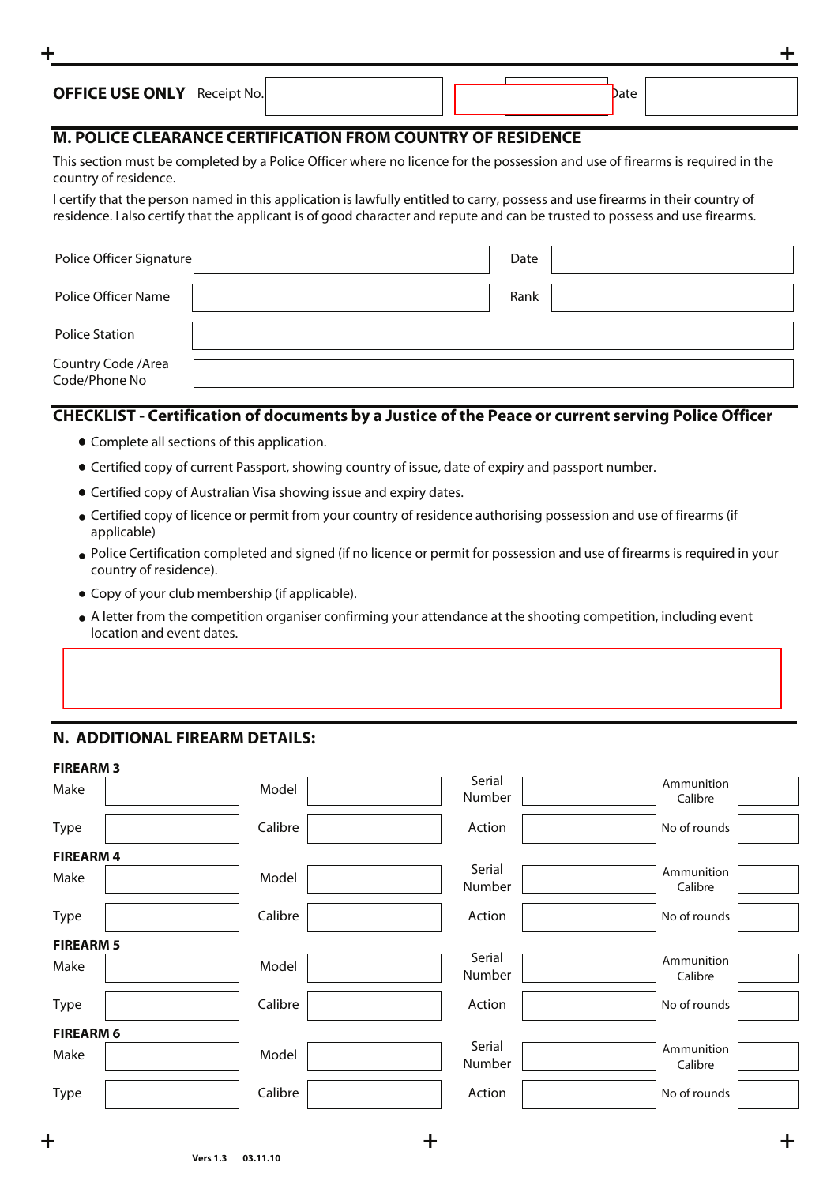**OFFICE USE ONLY** Receipt No. | | Date | |

## M. POLICE CLEARANCE CERTIFICATION FROM COUNTRY OF RESIDENCE

This section must be completed by a Police Officer where no licence for the possession and use of firearms is required in the country of residence.

I certify that the person named in this application is lawfully entitled to carry, possess and use firearms in their country of residence. I also certify that the applicant is of good character and repute and can be trusted to possess and use firearms.

| | | | |
|---|---|---|---|
| Police Officer Signature | | Date | |
| Police Officer Name | | Rank | |
| Police Station | | | |
| Country Code /Area Code/Phone No | | | |

## CHECKLIST - Certification of documents by a Justice of the Peace or current serving Police Officer

- Complete all sections of this application.
- Certified copy of current Passport, showing country of issue, date of expiry and passport number.
- Certified copy of Australian Visa showing issue and expiry dates.
- Certified copy of licence or permit from your country of residence authorising possession and use of firearms (if applicable)
- Police Certification completed and signed (if no licence or permit for possession and use of firearms is required in your country of residence).
- Copy of your club membership (if applicable).
- A letter from the competition organiser confirming your attendance at the shooting competition, including event location and event dates.

## N. ADDITIONAL FIREARM DETAILS:

**FIREARM 3**

| | | | | | | | |
|---|---|---|---|---|---|---|---|
| Make | | Model | | Serial Number | | Ammunition Calibre | |
| Type | | Calibre | | Action | | No of rounds | |

**FIREARM 4**

| | | | | | | | |
|---|---|---|---|---|---|---|---|
| Make | | Model | | Serial Number | | Ammunition Calibre | |
| Type | | Calibre | | Action | | No of rounds | |

**FIREARM 5**

| | | | | | | | |
|---|---|---|---|---|---|---|---|
| Make | | Model | | Serial Number | | Ammunition Calibre | |
| Type | | Calibre | | Action | | No of rounds | |

**FIREARM 6**

| | | | | | | | |
|---|---|---|---|---|---|---|---|
| Make | | Model | | Serial Number | | Ammunition Calibre | |
| Type | | Calibre | | Action | | No of rounds | |

Vers 1.3 03.11.10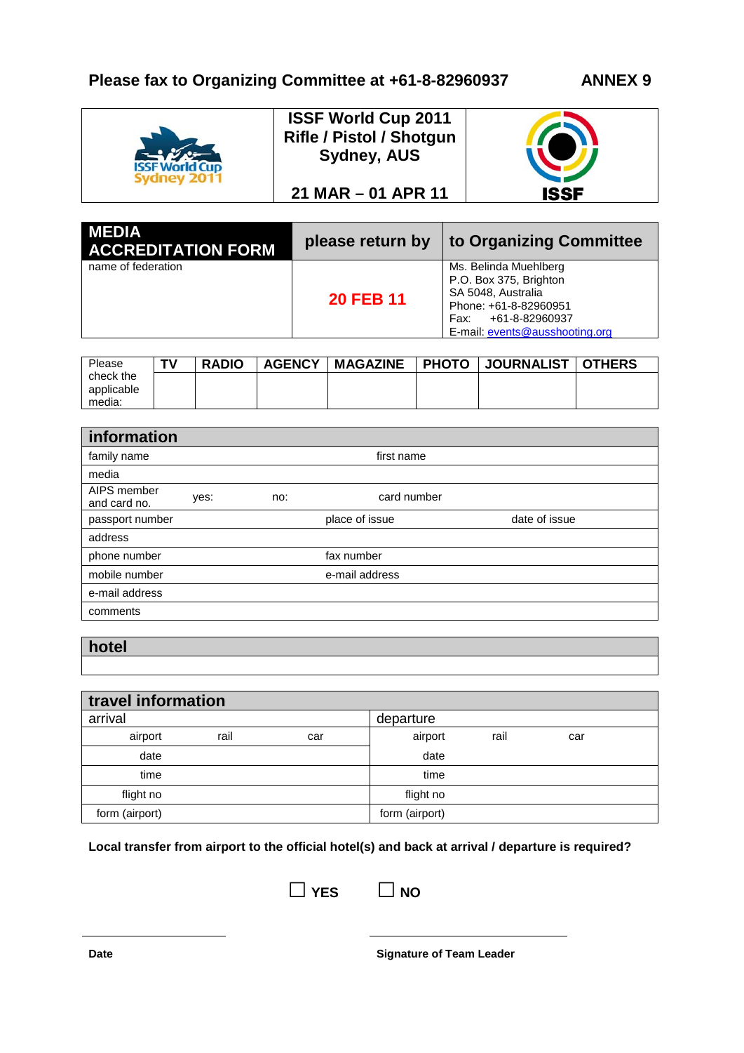**Please fax to Organizing Committee at +61-8-82960937** **ANNEX 9**

| | | |
|---|---|---|
| ISSF World Cup Sydney 2011 | **ISSF World Cup 2011**<br>**Rifle / Pistol / Shotgun**<br>**Sydney, AUS**<br><br>**21 MAR – 01 APR 11** | ISSF |

| **MEDIA ACCREDITATION FORM** | **please return by** | **to Organizing Committee** |
|---|---|---|
| name of federation | **20 FEB 11** | Ms. Belinda Muehlberg<br>P.O. Box 375, Brighton<br>SA 5048, Australia<br>Phone: +61-8-82960951<br>Fax: +61-8-82960937<br>E-mail: events@ausshooting.org |

| Please check the applicable media: | **TV** | **RADIO** | **AGENCY** | **MAGAZINE** | **PHOTO** | **JOURNALIST** | **OTHERS** |
|---|---|---|---|---|---|---|---|
| | | | | | | | |

| **information** | | | | |
|---|---|---|---|---|
| family name | | first name | | |
| media | | | | |
| AIPS member and card no. | yes: | no: | card number | |
| passport number | | place of issue | | date of issue |
| address | | | | |
| phone number | | fax number | | |
| mobile number | | e-mail address | | |
| e-mail address | | | | |
| comments | | | | |

| **hotel** |
|---|
| |

| **travel information** | | | | | |
|---|---|---|---|---|---|
| arrival | | | departure | | |
| airport | rail | car | airport | rail | car |
| date | | | date | | |
| time | | | time | | |
| flight no | | | flight no | | |
| form (airport) | | | form (airport) | | |

**Local transfer from airport to the official hotel(s) and back at arrival / departure is required?**

☐ **YES** ☐ **NO**

**Date** **Signature of Team Leader**